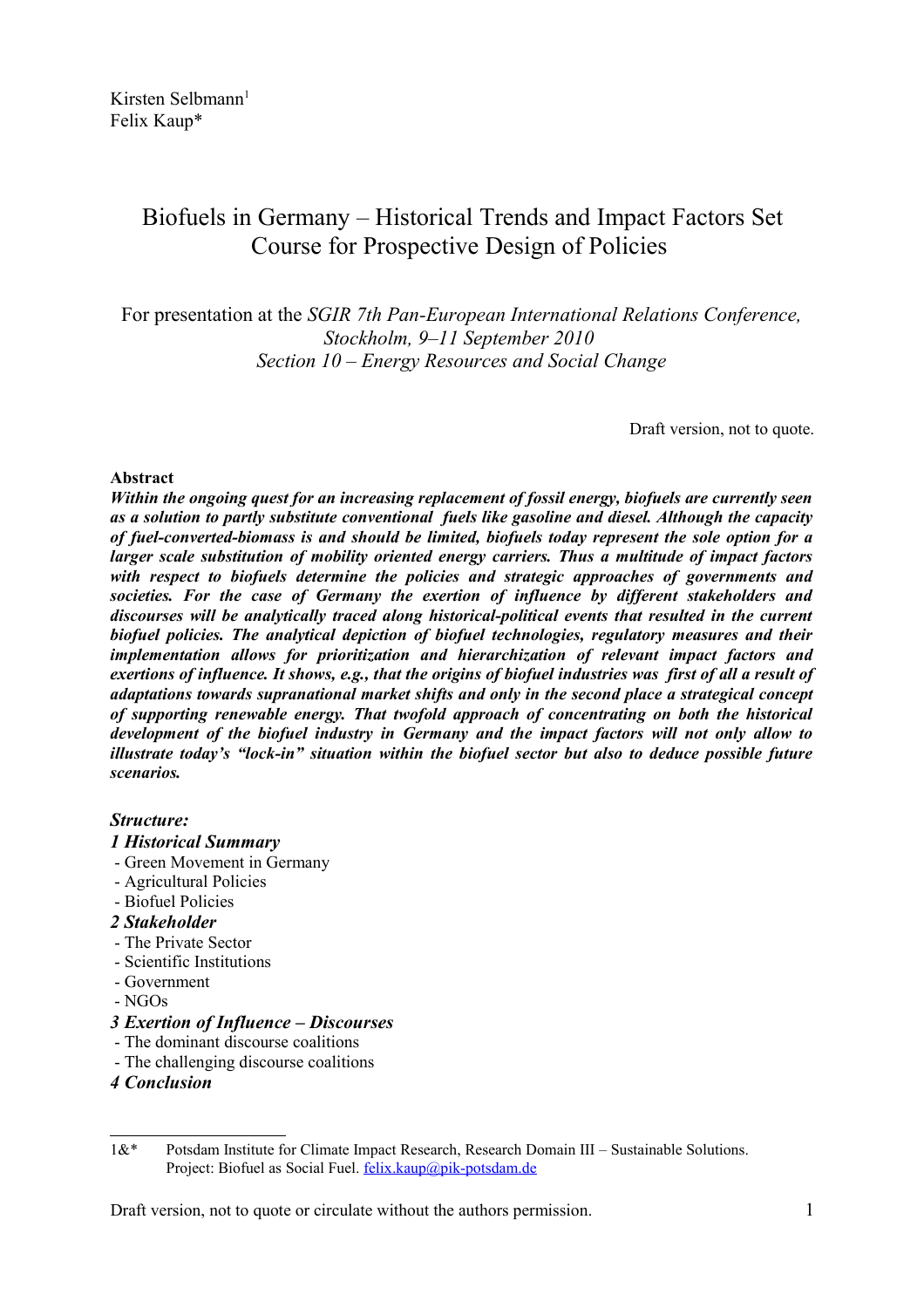Kirsten Selbmann[1]
Felix Kaup*

# Biofuels in Germany – Historical Trends and Impact Factors Set Course for Prospective Design of Policies

For presentation at the *SGIR 7th Pan-European International Relations Conference, Stockholm, 9–11 September 2010*
*Section 10 – Energy Resources and Social Change*

Draft version, not to quote.

**Abstract**

***Within the ongoing quest for an increasing replacement of fossil energy, biofuels are currently seen as a solution to partly substitute conventional fuels like gasoline and diesel. Although the capacity of fuel-converted-biomass is and should be limited, biofuels today represent the sole option for a larger scale substitution of mobility oriented energy carriers. Thus a multitude of impact factors with respect to biofuels determine the policies and strategic approaches of governments and societies. For the case of Germany the exertion of influence by different stakeholders and discourses will be analytically traced along historical-political events that resulted in the current biofuel policies. The analytical depiction of biofuel technologies, regulatory measures and their implementation allows for prioritization and hierarchization of relevant impact factors and exertions of influence. It shows, e.g., that the origins of biofuel industries was first of all a result of adaptations towards supranational market shifts and only in the second place a strategical concept of supporting renewable energy. That twofold approach of concentrating on both the historical development of the biofuel industry in Germany and the impact factors will not only allow to illustrate today's "lock-in" situation within the biofuel sector but also to deduce possible future scenarios.***

***Structure:***

***1 Historical Summary***
- Green Movement in Germany
- Agricultural Policies
- Biofuel Policies

***2 Stakeholder***
- The Private Sector
- Scientific Institutions
- Government
- NGOs

***3 Exertion of Influence – Discourses***
- The dominant discourse coalitions
- The challenging discourse coalitions

***4 Conclusion***

---

1&* Potsdam Institute for Climate Impact Research, Research Domain III – Sustainable Solutions. Project: Biofuel as Social Fuel. felix.kaup@pik-potsdam.de

Draft version, not to quote or circulate without the authors permission.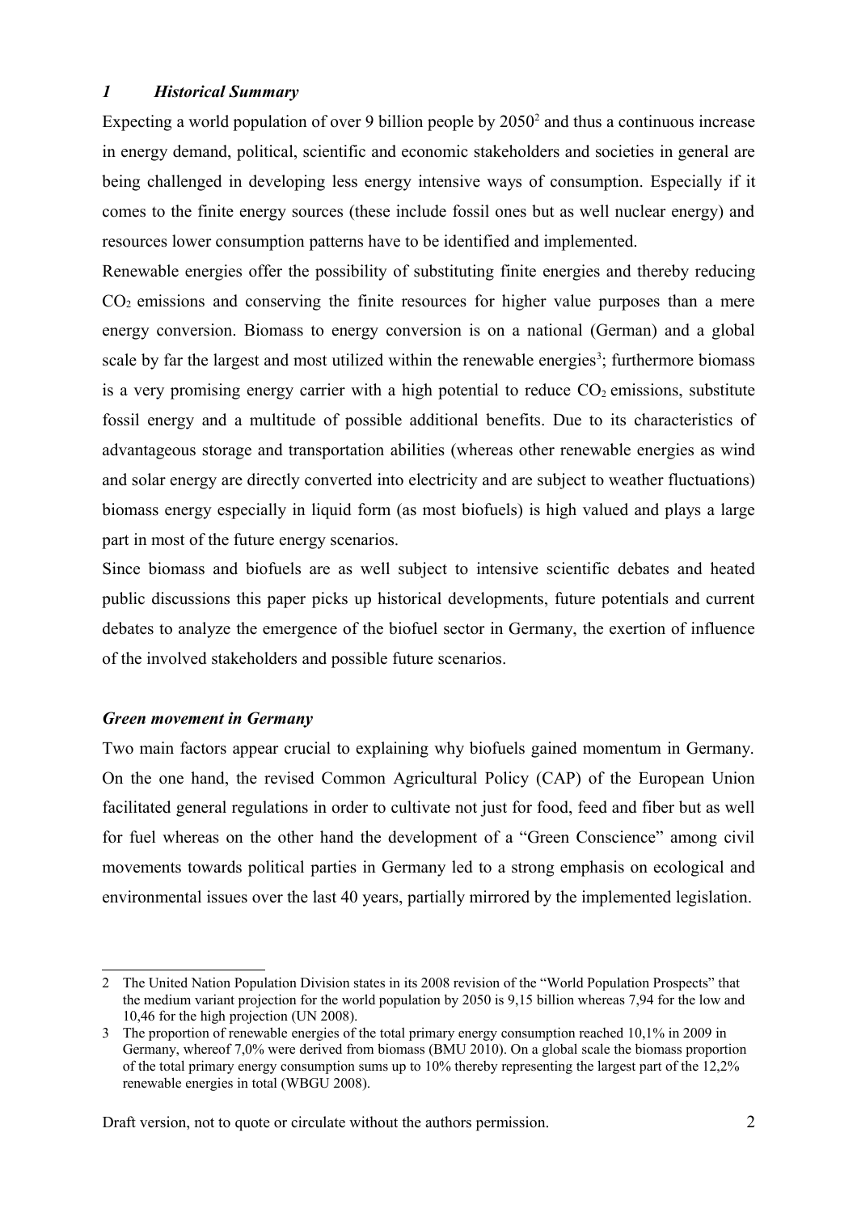## *1 Historical Summary*

Expecting a world population of over 9 billion people by 2050[2] and thus a continuous increase in energy demand, political, scientific and economic stakeholders and societies in general are being challenged in developing less energy intensive ways of consumption. Especially if it comes to the finite energy sources (these include fossil ones but as well nuclear energy) and resources lower consumption patterns have to be identified and implemented.

Renewable energies offer the possibility of substituting finite energies and thereby reducing $CO_2$ emissions and conserving the finite resources for higher value purposes than a mere energy conversion. Biomass to energy conversion is on a national (German) and a global scale by far the largest and most utilized within the renewable energies[3]; furthermore biomass is a very promising energy carrier with a high potential to reduce $CO_2$ emissions, substitute fossil energy and a multitude of possible additional benefits. Due to its characteristics of advantageous storage and transportation abilities (whereas other renewable energies as wind and solar energy are directly converted into electricity and are subject to weather fluctuations) biomass energy especially in liquid form (as most biofuels) is high valued and plays a large part in most of the future energy scenarios.

Since biomass and biofuels are as well subject to intensive scientific debates and heated public discussions this paper picks up historical developments, future potentials and current debates to analyze the emergence of the biofuel sector in Germany, the exertion of influence of the involved stakeholders and possible future scenarios.

### *Green movement in Germany*

Two main factors appear crucial to explaining why biofuels gained momentum in Germany. On the one hand, the revised Common Agricultural Policy (CAP) of the European Union facilitated general regulations in order to cultivate not just for food, feed and fiber but as well for fuel whereas on the other hand the development of a "Green Conscience" among civil movements towards political parties in Germany led to a strong emphasis on ecological and environmental issues over the last 40 years, partially mirrored by the implemented legislation.

---

2 The United Nation Population Division states in its 2008 revision of the "World Population Prospects" that the medium variant projection for the world population by 2050 is 9,15 billion whereas 7,94 for the low and 10,46 for the high projection (UN 2008).

3 The proportion of renewable energies of the total primary energy consumption reached 10,1% in 2009 in Germany, whereof 7,0% were derived from biomass (BMU 2010). On a global scale the biomass proportion of the total primary energy consumption sums up to 10% thereby representing the largest part of the 12,2% renewable energies in total (WBGU 2008).

Draft version, not to quote or circulate without the authors permission.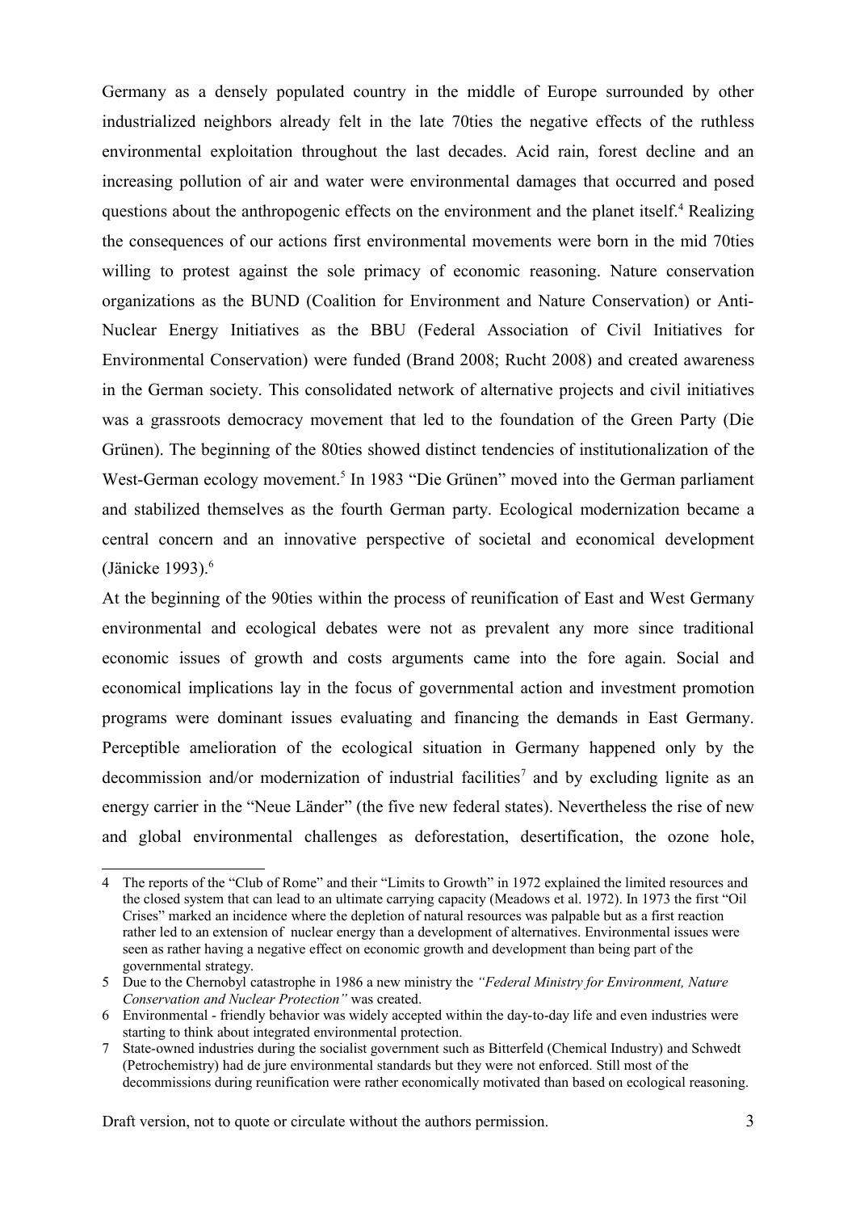Germany as a densely populated country in the middle of Europe surrounded by other industrialized neighbors already felt in the late 70ties the negative effects of the ruthless environmental exploitation throughout the last decades. Acid rain, forest decline and an increasing pollution of air and water were environmental damages that occurred and posed questions about the anthropogenic effects on the environment and the planet itself.[4] Realizing the consequences of our actions first environmental movements were born in the mid 70ties willing to protest against the sole primacy of economic reasoning. Nature conservation organizations as the BUND (Coalition for Environment and Nature Conservation) or Anti-Nuclear Energy Initiatives as the BBU (Federal Association of Civil Initiatives for Environmental Conservation) were funded (Brand 2008; Rucht 2008) and created awareness in the German society. This consolidated network of alternative projects and civil initiatives was a grassroots democracy movement that led to the foundation of the Green Party (Die Grünen). The beginning of the 80ties showed distinct tendencies of institutionalization of the West-German ecology movement.[5] In 1983 "Die Grünen" moved into the German parliament and stabilized themselves as the fourth German party. Ecological modernization became a central concern and an innovative perspective of societal and economical development (Jänicke 1993).[6]

At the beginning of the 90ties within the process of reunification of East and West Germany environmental and ecological debates were not as prevalent any more since traditional economic issues of growth and costs arguments came into the fore again. Social and economical implications lay in the focus of governmental action and investment promotion programs were dominant issues evaluating and financing the demands in East Germany. Perceptible amelioration of the ecological situation in Germany happened only by the decommission and/or modernization of industrial facilities[7] and by excluding lignite as an energy carrier in the "Neue Länder" (the five new federal states). Nevertheless the rise of new and global environmental challenges as deforestation, desertification, the ozone hole,

---

4 The reports of the "Club of Rome" and their "Limits to Growth" in 1972 explained the limited resources and the closed system that can lead to an ultimate carrying capacity (Meadows et al. 1972). In 1973 the first "Oil Crises" marked an incidence where the depletion of natural resources was palpable but as a first reaction rather led to an extension of nuclear energy than a development of alternatives. Environmental issues were seen as rather having a negative effect on economic growth and development than being part of the governmental strategy.

5 Due to the Chernobyl catastrophe in 1986 a new ministry the *"Federal Ministry for Environment, Nature Conservation and Nuclear Protection"* was created.

6 Environmental - friendly behavior was widely accepted within the day-to-day life and even industries were starting to think about integrated environmental protection.

7 State-owned industries during the socialist government such as Bitterfeld (Chemical Industry) and Schwedt (Petrochemistry) had de jure environmental standards but they were not enforced. Still most of the decommissions during reunification were rather economically motivated than based on ecological reasoning.

Draft version, not to quote or circulate without the authors permission.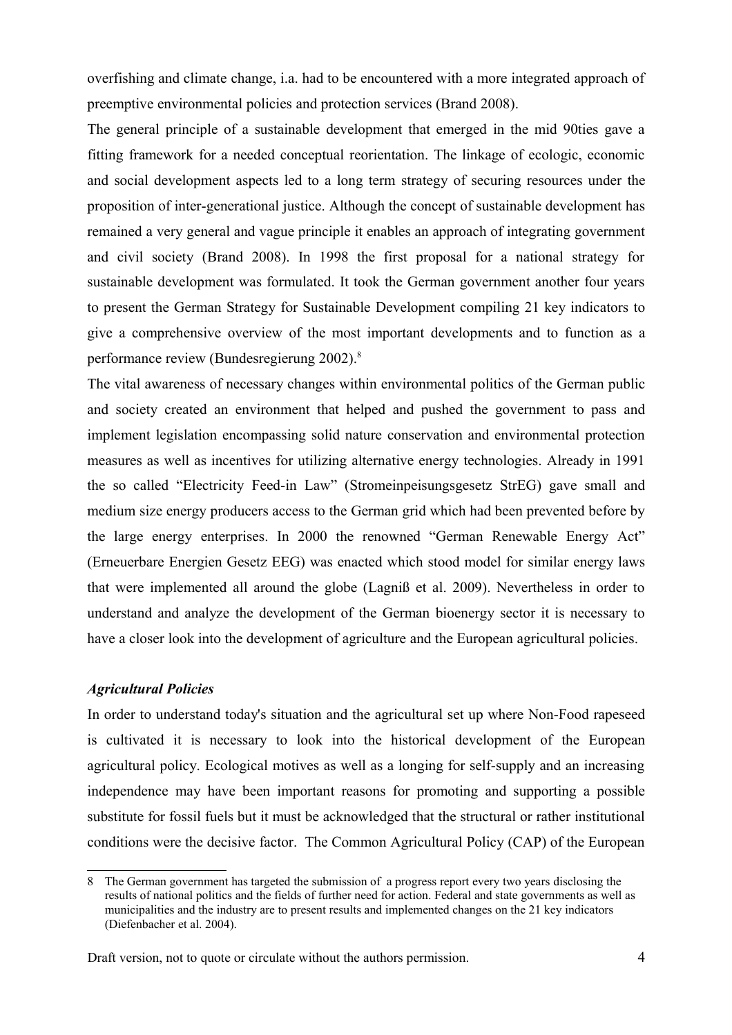overfishing and climate change, i.a. had to be encountered with a more integrated approach of preemptive environmental policies and protection services (Brand 2008).

The general principle of a sustainable development that emerged in the mid 90ties gave a fitting framework for a needed conceptual reorientation. The linkage of ecologic, economic and social development aspects led to a long term strategy of securing resources under the proposition of inter-generational justice. Although the concept of sustainable development has remained a very general and vague principle it enables an approach of integrating government and civil society (Brand 2008). In 1998 the first proposal for a national strategy for sustainable development was formulated. It took the German government another four years to present the German Strategy for Sustainable Development compiling 21 key indicators to give a comprehensive overview of the most important developments and to function as a performance review (Bundesregierung 2002).[8]

The vital awareness of necessary changes within environmental politics of the German public and society created an environment that helped and pushed the government to pass and implement legislation encompassing solid nature conservation and environmental protection measures as well as incentives for utilizing alternative energy technologies. Already in 1991 the so called "Electricity Feed-in Law" (Stromeinpeisungsgesetz StrEG) gave small and medium size energy producers access to the German grid which had been prevented before by the large energy enterprises. In 2000 the renowned "German Renewable Energy Act" (Erneuerbare Energien Gesetz EEG) was enacted which stood model for similar energy laws that were implemented all around the globe (Lagniß et al. 2009). Nevertheless in order to understand and analyze the development of the German bioenergy sector it is necessary to have a closer look into the development of agriculture and the European agricultural policies.

### *Agricultural Policies*

In order to understand today's situation and the agricultural set up where Non-Food rapeseed is cultivated it is necessary to look into the historical development of the European agricultural policy. Ecological motives as well as a longing for self-supply and an increasing independence may have been important reasons for promoting and supporting a possible substitute for fossil fuels but it must be acknowledged that the structural or rather institutional conditions were the decisive factor. The Common Agricultural Policy (CAP) of the European

---

8 The German government has targeted the submission of a progress report every two years disclosing the results of national politics and the fields of further need for action. Federal and state governments as well as municipalities and the industry are to present results and implemented changes on the 21 key indicators (Diefenbacher et al. 2004).

Draft version, not to quote or circulate without the authors permission.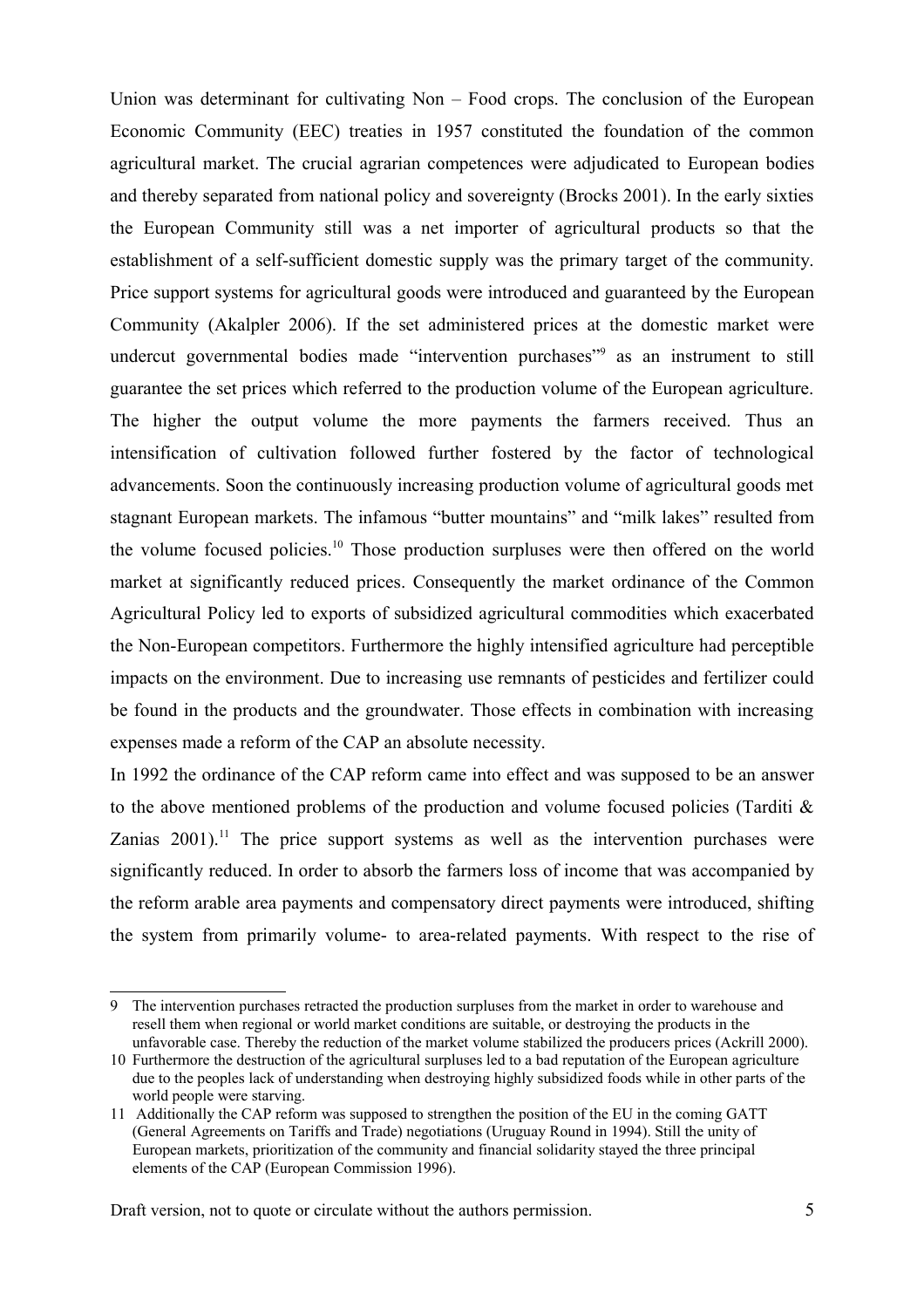Union was determinant for cultivating Non – Food crops. The conclusion of the European Economic Community (EEC) treaties in 1957 constituted the foundation of the common agricultural market. The crucial agrarian competences were adjudicated to European bodies and thereby separated from national policy and sovereignty (Brocks 2001). In the early sixties the European Community still was a net importer of agricultural products so that the establishment of a self-sufficient domestic supply was the primary target of the community. Price support systems for agricultural goods were introduced and guaranteed by the European Community (Akalpler 2006). If the set administered prices at the domestic market were undercut governmental bodies made "intervention purchases"[9] as an instrument to still guarantee the set prices which referred to the production volume of the European agriculture. The higher the output volume the more payments the farmers received. Thus an intensification of cultivation followed further fostered by the factor of technological advancements. Soon the continuously increasing production volume of agricultural goods met stagnant European markets. The infamous "butter mountains" and "milk lakes" resulted from the volume focused policies.[10] Those production surpluses were then offered on the world market at significantly reduced prices. Consequently the market ordinance of the Common Agricultural Policy led to exports of subsidized agricultural commodities which exacerbated the Non-European competitors. Furthermore the highly intensified agriculture had perceptible impacts on the environment. Due to increasing use remnants of pesticides and fertilizer could be found in the products and the groundwater. Those effects in combination with increasing expenses made a reform of the CAP an absolute necessity.

In 1992 the ordinance of the CAP reform came into effect and was supposed to be an answer to the above mentioned problems of the production and volume focused policies (Tarditi & Zanias 2001).[11] The price support systems as well as the intervention purchases were significantly reduced. In order to absorb the farmers loss of income that was accompanied by the reform arable area payments and compensatory direct payments were introduced, shifting the system from primarily volume- to area-related payments. With respect to the rise of

---

9 The intervention purchases retracted the production surpluses from the market in order to warehouse and resell them when regional or world market conditions are suitable, or destroying the products in the unfavorable case. Thereby the reduction of the market volume stabilized the producers prices (Ackrill 2000).

10 Furthermore the destruction of the agricultural surpluses led to a bad reputation of the European agriculture due to the peoples lack of understanding when destroying highly subsidized foods while in other parts of the world people were starving.

11 Additionally the CAP reform was supposed to strengthen the position of the EU in the coming GATT (General Agreements on Tariffs and Trade) negotiations (Uruguay Round in 1994). Still the unity of European markets, prioritization of the community and financial solidarity stayed the three principal elements of the CAP (European Commission 1996).

Draft version, not to quote or circulate without the authors permission.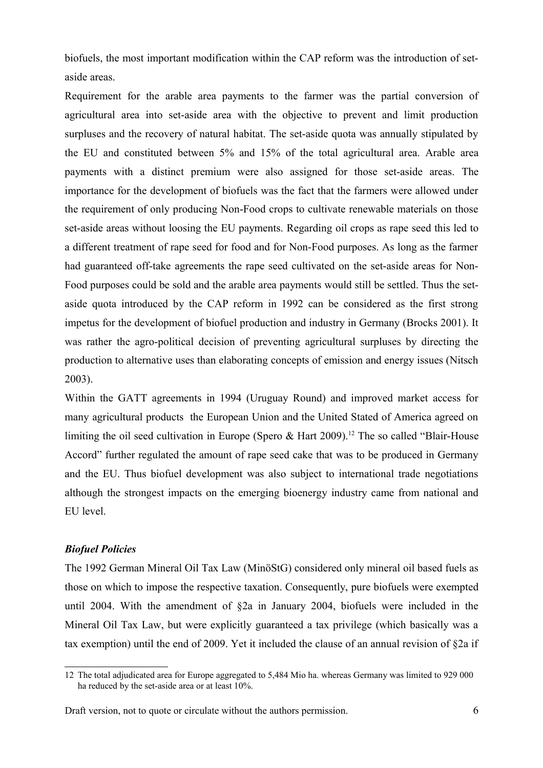biofuels, the most important modification within the CAP reform was the introduction of set-aside areas.

Requirement for the arable area payments to the farmer was the partial conversion of agricultural area into set-aside area with the objective to prevent and limit production surpluses and the recovery of natural habitat. The set-aside quota was annually stipulated by the EU and constituted between 5% and 15% of the total agricultural area. Arable area payments with a distinct premium were also assigned for those set-aside areas. The importance for the development of biofuels was the fact that the farmers were allowed under the requirement of only producing Non-Food crops to cultivate renewable materials on those set-aside areas without loosing the EU payments. Regarding oil crops as rape seed this led to a different treatment of rape seed for food and for Non-Food purposes. As long as the farmer had guaranteed off-take agreements the rape seed cultivated on the set-aside areas for Non-Food purposes could be sold and the arable area payments would still be settled. Thus the set-aside quota introduced by the CAP reform in 1992 can be considered as the first strong impetus for the development of biofuel production and industry in Germany (Brocks 2001). It was rather the agro-political decision of preventing agricultural surpluses by directing the production to alternative uses than elaborating concepts of emission and energy issues (Nitsch 2003).

Within the GATT agreements in 1994 (Uruguay Round) and improved market access for many agricultural products the European Union and the United Stated of America agreed on limiting the oil seed cultivation in Europe (Spero & Hart 2009).[12] The so called "Blair-House Accord" further regulated the amount of rape seed cake that was to be produced in Germany and the EU. Thus biofuel development was also subject to international trade negotiations although the strongest impacts on the emerging bioenergy industry came from national and EU level.

### *Biofuel Policies*

The 1992 German Mineral Oil Tax Law (MinöStG) considered only mineral oil based fuels as those on which to impose the respective taxation. Consequently, pure biofuels were exempted until 2004. With the amendment of §2a in January 2004, biofuels were included in the Mineral Oil Tax Law, but were explicitly guaranteed a tax privilege (which basically was a tax exemption) until the end of 2009. Yet it included the clause of an annual revision of §2a if

---

12 The total adjudicated area for Europe aggregated to 5,484 Mio ha. whereas Germany was limited to 929 000 ha reduced by the set-aside area or at least 10%.

Draft version, not to quote or circulate without the authors permission.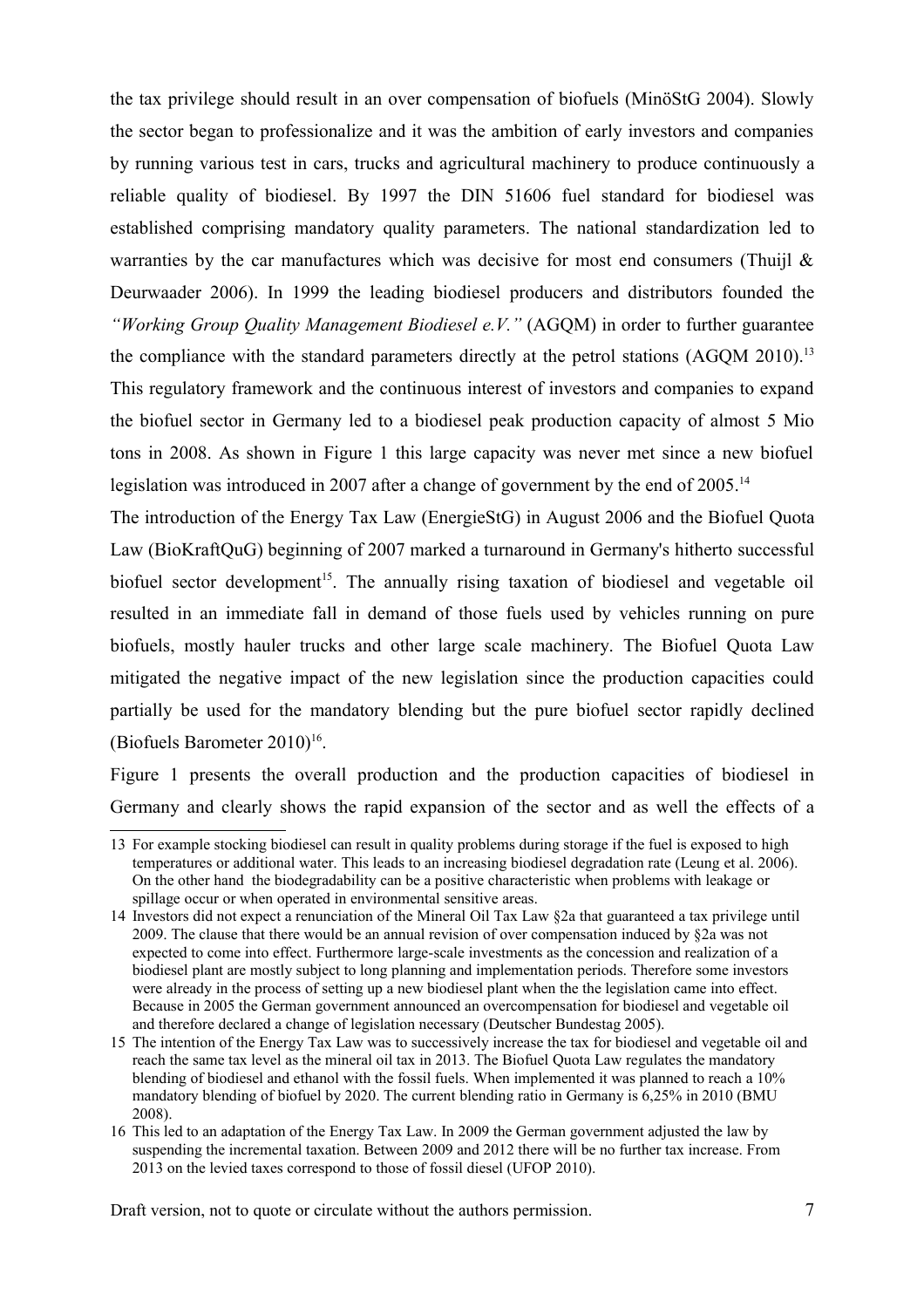the tax privilege should result in an over compensation of biofuels (MinöStG 2004). Slowly the sector began to professionalize and it was the ambition of early investors and companies by running various test in cars, trucks and agricultural machinery to produce continuously a reliable quality of biodiesel. By 1997 the DIN 51606 fuel standard for biodiesel was established comprising mandatory quality parameters. The national standardization led to warranties by the car manufactures which was decisive for most end consumers (Thuijl & Deurwaader 2006). In 1999 the leading biodiesel producers and distributors founded the *"Working Group Quality Management Biodiesel e.V."* (AGQM) in order to further guarantee the compliance with the standard parameters directly at the petrol stations (AGQM 2010).[13] This regulatory framework and the continuous interest of investors and companies to expand the biofuel sector in Germany led to a biodiesel peak production capacity of almost 5 Mio tons in 2008. As shown in Figure 1 this large capacity was never met since a new biofuel legislation was introduced in 2007 after a change of government by the end of 2005.[14]

The introduction of the Energy Tax Law (EnergieStG) in August 2006 and the Biofuel Quota Law (BioKraftQuG) beginning of 2007 marked a turnaround in Germany's hitherto successful biofuel sector development[15]. The annually rising taxation of biodiesel and vegetable oil resulted in an immediate fall in demand of those fuels used by vehicles running on pure biofuels, mostly hauler trucks and other large scale machinery. The Biofuel Quota Law mitigated the negative impact of the new legislation since the production capacities could partially be used for the mandatory blending but the pure biofuel sector rapidly declined (Biofuels Barometer 2010)[16].

Figure 1 presents the overall production and the production capacities of biodiesel in Germany and clearly shows the rapid expansion of the sector and as well the effects of a

---

13 For example stocking biodiesel can result in quality problems during storage if the fuel is exposed to high temperatures or additional water. This leads to an increasing biodiesel degradation rate (Leung et al. 2006). On the other hand the biodegradability can be a positive characteristic when problems with leakage or spillage occur or when operated in environmental sensitive areas.

14 Investors did not expect a renunciation of the Mineral Oil Tax Law §2a that guaranteed a tax privilege until 2009. The clause that there would be an annual revision of over compensation induced by §2a was not expected to come into effect. Furthermore large-scale investments as the concession and realization of a biodiesel plant are mostly subject to long planning and implementation periods. Therefore some investors were already in the process of setting up a new biodiesel plant when the the legislation came into effect. Because in 2005 the German government announced an overcompensation for biodiesel and vegetable oil and therefore declared a change of legislation necessary (Deutscher Bundestag 2005).

15 The intention of the Energy Tax Law was to successively increase the tax for biodiesel and vegetable oil and reach the same tax level as the mineral oil tax in 2013. The Biofuel Quota Law regulates the mandatory blending of biodiesel and ethanol with the fossil fuels. When implemented it was planned to reach a 10% mandatory blending of biofuel by 2020. The current blending ratio in Germany is 6,25% in 2010 (BMU 2008).

16 This led to an adaptation of the Energy Tax Law. In 2009 the German government adjusted the law by suspending the incremental taxation. Between 2009 and 2012 there will be no further tax increase. From 2013 on the levied taxes correspond to those of fossil diesel (UFOP 2010).

Draft version, not to quote or circulate without the authors permission.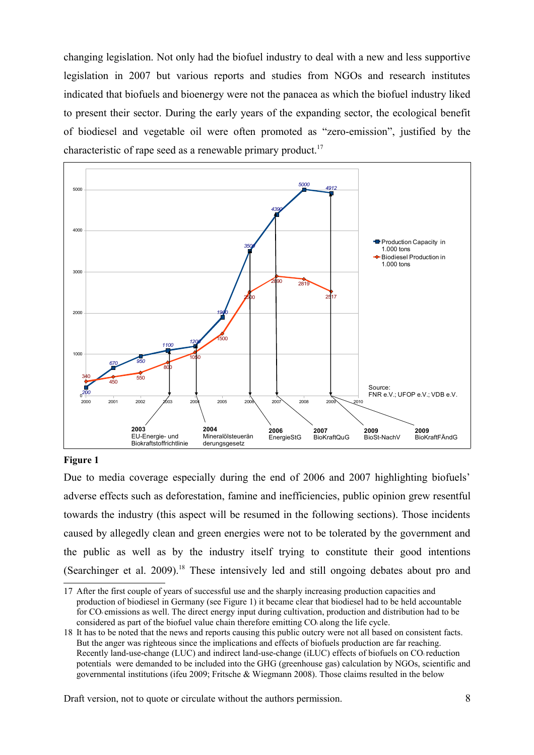changing legislation. Not only had the biofuel industry to deal with a new and less supportive legislation in 2007 but various reports and studies from NGOs and research institutes indicated that biofuels and bioenergy were not the panacea as which the biofuel industry liked to present their sector. During the early years of the expanding sector, the ecological benefit of biodiesel and vegetable oil were often promoted as "zero-emission", justified by the characteristic of rape seed as a renewable primary product.[17]

**Figure 1**

Due to media coverage especially during the end of 2006 and 2007 highlighting biofuels' adverse effects such as deforestation, famine and inefficiencies, public opinion grew resentful towards the industry (this aspect will be resumed in the following sections). Those incidents caused by allegedly clean and green energies were not to be tolerated by the government and the public as well as by the industry itself trying to constitute their good intentions (Searchinger et al. 2009).[18] These intensively led and still ongoing debates about pro and

---

17 After the first couple of years of successful use and the sharply increasing production capacities and production of biodiesel in Germany (see Figure 1) it became clear that biodiesel had to be held accountable for $CO_2$ emissions as well. The direct energy input during cultivation, production and distribution had to be considered as part of the biofuel value chain therefore emitting $CO_2$ along the life cycle.

18 It has to be noted that the news and reports causing this public outcry were not all based on consistent facts. But the anger was righteous since the implications and effects of biofuels production are far reaching. Recently land-use-change (LUC) and indirect land-use-change (iLUC) effects of biofuels on $CO_2$ reduction potentials were demanded to be included into the GHG (greenhouse gas) calculation by NGOs, scientific and governmental institutions (ifeu 2009; Fritsche & Wiegmann 2008). Those claims resulted in the below

Draft version, not to quote or circulate without the authors permission.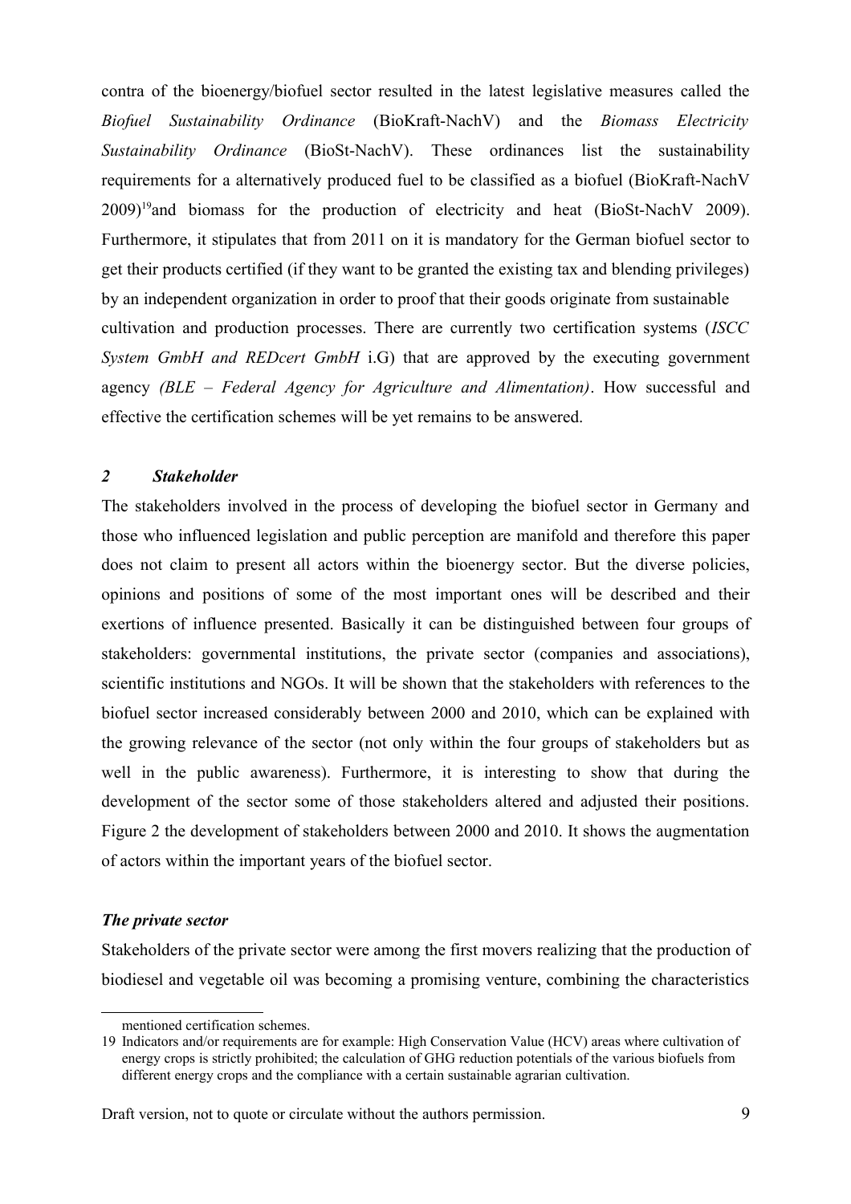contra of the bioenergy/biofuel sector resulted in the latest legislative measures called the *Biofuel Sustainability Ordinance* (BioKraft-NachV) and the *Biomass Electricity Sustainability Ordinance* (BioSt-NachV). These ordinances list the sustainability requirements for a alternatively produced fuel to be classified as a biofuel (BioKraft-NachV 2009)[19]and biomass for the production of electricity and heat (BioSt-NachV 2009). Furthermore, it stipulates that from 2011 on it is mandatory for the German biofuel sector to get their products certified (if they want to be granted the existing tax and blending privileges) by an independent organization in order to proof that their goods originate from sustainable cultivation and production processes. There are currently two certification systems (*ISCC System GmbH and REDcert GmbH* i.G) that are approved by the executing government agency *(BLE – Federal Agency for Agriculture and Alimentation)*. How successful and effective the certification schemes will be yet remains to be answered.

## *2 Stakeholder*

The stakeholders involved in the process of developing the biofuel sector in Germany and those who influenced legislation and public perception are manifold and therefore this paper does not claim to present all actors within the bioenergy sector. But the diverse policies, opinions and positions of some of the most important ones will be described and their exertions of influence presented. Basically it can be distinguished between four groups of stakeholders: governmental institutions, the private sector (companies and associations), scientific institutions and NGOs. It will be shown that the stakeholders with references to the biofuel sector increased considerably between 2000 and 2010, which can be explained with the growing relevance of the sector (not only within the four groups of stakeholders but as well in the public awareness). Furthermore, it is interesting to show that during the development of the sector some of those stakeholders altered and adjusted their positions. Figure 2 the development of stakeholders between 2000 and 2010. It shows the augmentation of actors within the important years of the biofuel sector.

### *The private sector*

Stakeholders of the private sector were among the first movers realizing that the production of biodiesel and vegetable oil was becoming a promising venture, combining the characteristics

---

mentioned certification schemes.

19 Indicators and/or requirements are for example: High Conservation Value (HCV) areas where cultivation of energy crops is strictly prohibited; the calculation of GHG reduction potentials of the various biofuels from different energy crops and the compliance with a certain sustainable agrarian cultivation.

Draft version, not to quote or circulate without the authors permission.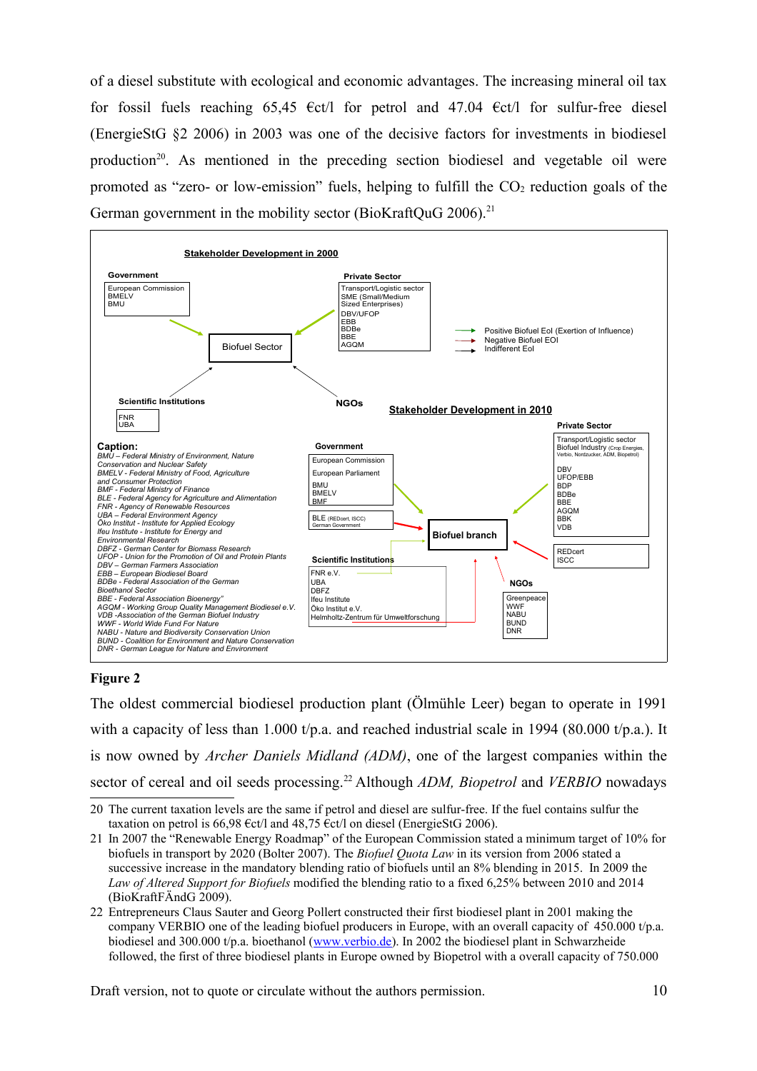of a diesel substitute with ecological and economic advantages. The increasing mineral oil tax for fossil fuels reaching 65,45 €ct/l for petrol and 47.04 €ct/l for sulfur-free diesel (EnergieStG §2 2006) in 2003 was one of the decisive factors for investments in biodiesel production[20]. As mentioned in the preceding section biodiesel and vegetable oil were promoted as "zero- or low-emission" fuels, helping to fulfill the $CO_2$ reduction goals of the German government in the mobility sector (BioKraftQuG 2006).[21]

**Stakeholder Development in 2000**

- **Government:** European Commission, BMELV, BMU
- **Private Sector:** Transport/Logistic sector, SME (Small/Medium Sized Enterprises), DBV/UFOP, EBB, BDBe, BBE, AGQM
- **Scientific Institutions:** FNR, UBA
- **NGOs**
- Biofuel Sector

Positive Biofuel EoI (Exertion of Influence)
Negative Biofuel EOI
Indifferent EoI

**Stakeholder Development in 2010**

- **Government:** European Commission, European Parliament, BMU, BMELV, BMF; BLE (REDcert, ISCC) German Government
- **Private Sector:** Transport/Logistic sector, Biofuel Industry (Crop Energies, Verbio, Nordzucker, ADM, Biopetrol), DBV, UFOP/EBB, BDP, BDBe, BBE, AGQM, BBK, VDB; REDcert, ISCC
- **Scientific Institutions:** FNR e.V., UBA, DBFZ, Ifeu Institute, Öko Institut e.V., Helmholtz-Zentrum für Umweltforschung
- **NGOs:** Greenpeace, WWF, NABU, BUND, DNR
- Biofuel branch

**Caption:**
*BMU – Federal Ministry of Environment, Nature Conservation and Nuclear Safety*
*BMELV - Federal Ministry of Food, Agriculture and Consumer Protection*
*BMF - Federal Ministry of Finance*
*BLE - Federal Agency for Agriculture and Alimentation*
*FNR - Agency of Renewable Resources*
*UBA – Federal Environment Agency*
*Öko Institut - Institute for Applied Ecology*
*Ifeu Institute - Institute for Energy and Environmental Research*
*DBFZ - German Center for Biomass Research*
*UFOP - Union for the Promotion of Oil and Protein Plants*
*DBV – German Farmers Association*
*EBB – European Biodiesel Board*
*BDBe - Federal Association of the German Bioethanol Sector*
*BBE - Federal Association Bioenergy"*
*AGQM - Working Group Quality Management Biodiesel e.V.*
*VDB -Association of the German Biofuel Industry*
*WWF - World Wide Fund For Nature*
*NABU - Nature and Biodiversity Conservation Union*
*BUND - Coalition for Environment and Nature Conservation*
*DNR - German League for Nature and Environment*

**Figure 2**

The oldest commercial biodiesel production plant (Ölmühle Leer) began to operate in 1991 with a capacity of less than 1.000 t/p.a. and reached industrial scale in 1994 (80.000 t/p.a.). It is now owned by *Archer Daniels Midland (ADM)*, one of the largest companies within the sector of cereal and oil seeds processing.[22] Although *ADM, Biopetrol* and *VERBIO* nowadays

---

20 The current taxation levels are the same if petrol and diesel are sulfur-free. If the fuel contains sulfur the taxation on petrol is 66,98 €ct/l and 48,75 €ct/l on diesel (EnergieStG 2006).

21 In 2007 the "Renewable Energy Roadmap" of the European Commission stated a minimum target of 10% for biofuels in transport by 2020 (Bolter 2007). The *Biofuel Quota Law* in its version from 2006 stated a successive increase in the mandatory blending ratio of biofuels until an 8% blending in 2015. In 2009 the *Law of Altered Support for Biofuels* modified the blending ratio to a fixed 6,25% between 2010 and 2014 (BioKraftFÄndG 2009).

22 Entrepreneurs Claus Sauter and Georg Pollert constructed their first biodiesel plant in 2001 making the company VERBIO one of the leading biofuel producers in Europe, with an overall capacity of 450.000 t/p.a. biodiesel and 300.000 t/p.a. bioethanol (www.verbio.de). In 2002 the biodiesel plant in Schwarzheide followed, the first of three biodiesel plants in Europe owned by Biopetrol with a overall capacity of 750.000

Draft version, not to quote or circulate without the authors permission.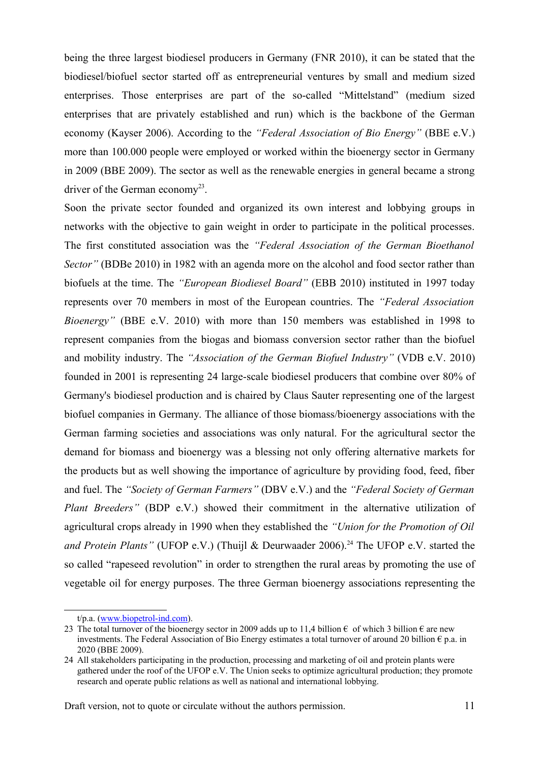being the three largest biodiesel producers in Germany (FNR 2010), it can be stated that the biodiesel/biofuel sector started off as entrepreneurial ventures by small and medium sized enterprises. Those enterprises are part of the so-called "Mittelstand" (medium sized enterprises that are privately established and run) which is the backbone of the German economy (Kayser 2006). According to the *"Federal Association of Bio Energy"* (BBE e.V.) more than 100.000 people were employed or worked within the bioenergy sector in Germany in 2009 (BBE 2009). The sector as well as the renewable energies in general became a strong driver of the German economy[23].

Soon the private sector founded and organized its own interest and lobbying groups in networks with the objective to gain weight in order to participate in the political processes. The first constituted association was the *"Federal Association of the German Bioethanol Sector"* (BDBe 2010) in 1982 with an agenda more on the alcohol and food sector rather than biofuels at the time. The *"European Biodiesel Board"* (EBB 2010) instituted in 1997 today represents over 70 members in most of the European countries. The *"Federal Association Bioenergy"* (BBE e.V. 2010) with more than 150 members was established in 1998 to represent companies from the biogas and biomass conversion sector rather than the biofuel and mobility industry. The *"Association of the German Biofuel Industry"* (VDB e.V. 2010) founded in 2001 is representing 24 large-scale biodiesel producers that combine over 80% of Germany's biodiesel production and is chaired by Claus Sauter representing one of the largest biofuel companies in Germany. The alliance of those biomass/bioenergy associations with the German farming societies and associations was only natural. For the agricultural sector the demand for biomass and bioenergy was a blessing not only offering alternative markets for the products but as well showing the importance of agriculture by providing food, feed, fiber and fuel. The *"Society of German Farmers"* (DBV e.V.) and the *"Federal Society of German Plant Breeders"* (BDP e.V.) showed their commitment in the alternative utilization of agricultural crops already in 1990 when they established the *"Union for the Promotion of Oil and Protein Plants"* (UFOP e.V.) (Thuijl & Deurwaader 2006).[24] The UFOP e.V. started the so called "rapeseed revolution" in order to strengthen the rural areas by promoting the use of vegetable oil for energy purposes. The three German bioenergy associations representing the

---

t/p.a. (www.biopetrol-ind.com).

23 The total turnover of the bioenergy sector in 2009 adds up to 11,4 billion € of which 3 billion € are new investments. The Federal Association of Bio Energy estimates a total turnover of around 20 billion € p.a. in 2020 (BBE 2009).

24 All stakeholders participating in the production, processing and marketing of oil and protein plants were gathered under the roof of the UFOP e.V. The Union seeks to optimize agricultural production; they promote research and operate public relations as well as national and international lobbying.

Draft version, not to quote or circulate without the authors permission.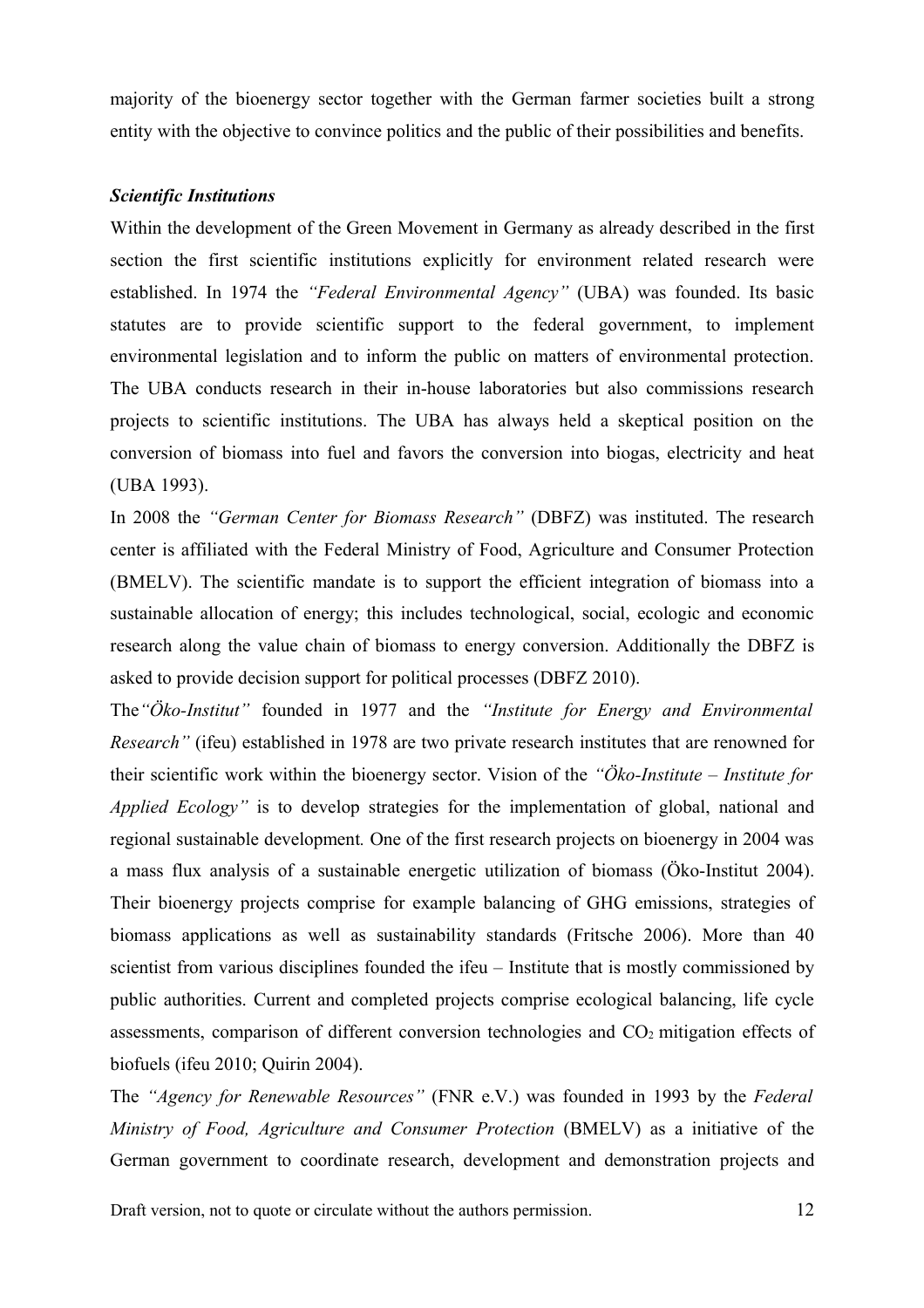majority of the bioenergy sector together with the German farmer societies built a strong entity with the objective to convince politics and the public of their possibilities and benefits.

***Scientific Institutions***

Within the development of the Green Movement in Germany as already described in the first section the first scientific institutions explicitly for environment related research were established. In 1974 the *"Federal Environmental Agency"* (UBA) was founded. Its basic statutes are to provide scientific support to the federal government, to implement environmental legislation and to inform the public on matters of environmental protection. The UBA conducts research in their in-house laboratories but also commissions research projects to scientific institutions. The UBA has always held a skeptical position on the conversion of biomass into fuel and favors the conversion into biogas, electricity and heat (UBA 1993).

In 2008 the *"German Center for Biomass Research"* (DBFZ) was instituted. The research center is affiliated with the Federal Ministry of Food, Agriculture and Consumer Protection (BMELV). The scientific mandate is to support the efficient integration of biomass into a sustainable allocation of energy; this includes technological, social, ecologic and economic research along the value chain of biomass to energy conversion. Additionally the DBFZ is asked to provide decision support for political processes (DBFZ 2010).

The*"Öko-Institut"* founded in 1977 and the *"Institute for Energy and Environmental Research"* (ifeu) established in 1978 are two private research institutes that are renowned for their scientific work within the bioenergy sector. Vision of the *"Öko-Institute – Institute for Applied Ecology"* is to develop strategies for the implementation of global, national and regional sustainable development. One of the first research projects on bioenergy in 2004 was a mass flux analysis of a sustainable energetic utilization of biomass (Öko-Institut 2004). Their bioenergy projects comprise for example balancing of GHG emissions, strategies of biomass applications as well as sustainability standards (Fritsche 2006). More than 40 scientist from various disciplines founded the ifeu – Institute that is mostly commissioned by public authorities. Current and completed projects comprise ecological balancing, life cycle assessments, comparison of different conversion technologies and $CO_2$ mitigation effects of biofuels (ifeu 2010; Quirin 2004).

The *"Agency for Renewable Resources"* (FNR e.V.) was founded in 1993 by the *Federal Ministry of Food, Agriculture and Consumer Protection* (BMELV) as a initiative of the German government to coordinate research, development and demonstration projects and

Draft version, not to quote or circulate without the authors permission.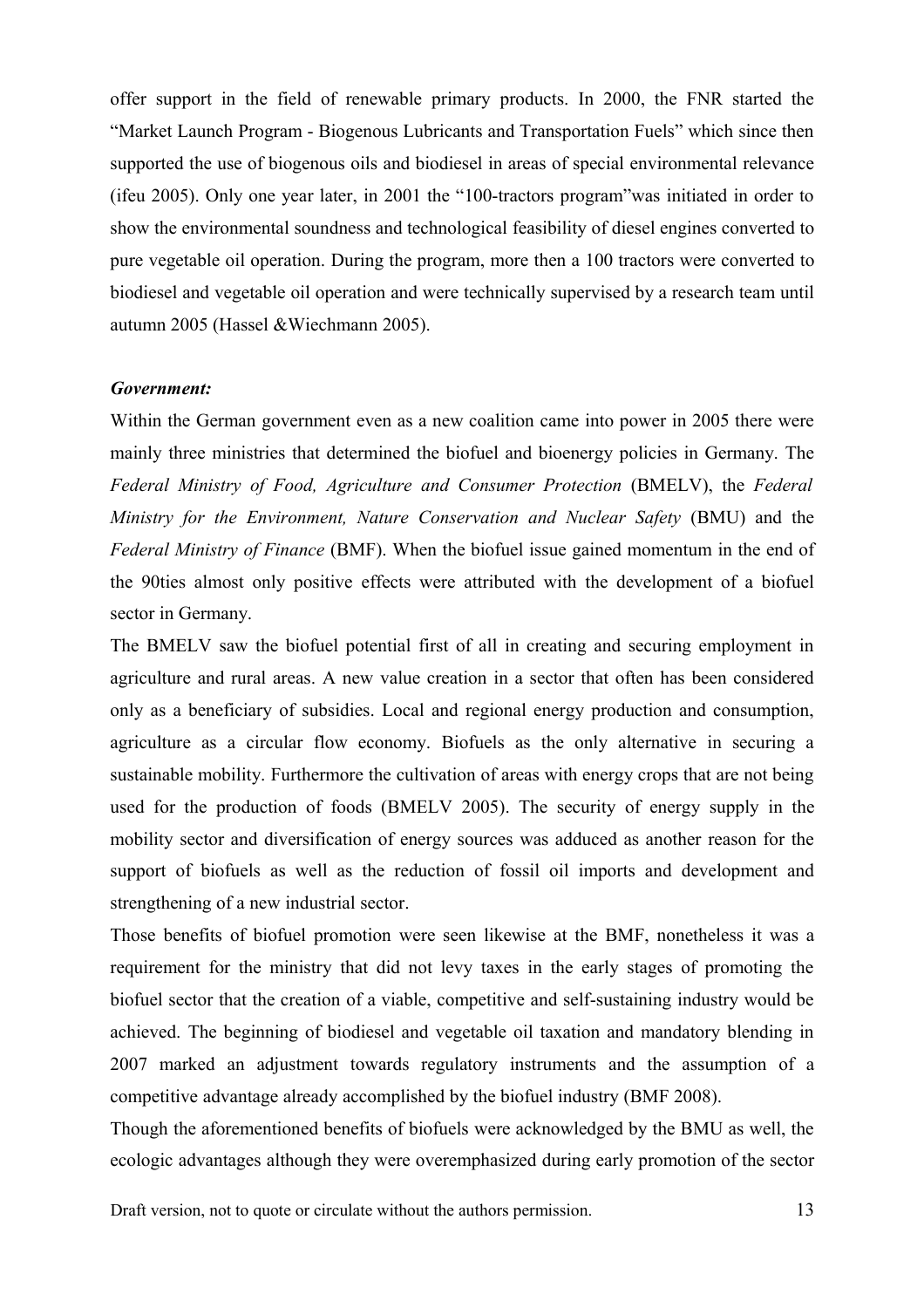offer support in the field of renewable primary products. In 2000, the FNR started the "Market Launch Program - Biogenous Lubricants and Transportation Fuels" which since then supported the use of biogenous oils and biodiesel in areas of special environmental relevance (ifeu 2005). Only one year later, in 2001 the "100-tractors program"was initiated in order to show the environmental soundness and technological feasibility of diesel engines converted to pure vegetable oil operation. During the program, more then a 100 tractors were converted to biodiesel and vegetable oil operation and were technically supervised by a research team until autumn 2005 (Hassel &Wiechmann 2005).

***Government:***

Within the German government even as a new coalition came into power in 2005 there were mainly three ministries that determined the biofuel and bioenergy policies in Germany. The *Federal Ministry of Food, Agriculture and Consumer Protection* (BMELV), the *Federal Ministry for the Environment, Nature Conservation and Nuclear Safety* (BMU) and the *Federal Ministry of Finance* (BMF). When the biofuel issue gained momentum in the end of the 90ties almost only positive effects were attributed with the development of a biofuel sector in Germany.

The BMELV saw the biofuel potential first of all in creating and securing employment in agriculture and rural areas. A new value creation in a sector that often has been considered only as a beneficiary of subsidies. Local and regional energy production and consumption, agriculture as a circular flow economy. Biofuels as the only alternative in securing a sustainable mobility. Furthermore the cultivation of areas with energy crops that are not being used for the production of foods (BMELV 2005). The security of energy supply in the mobility sector and diversification of energy sources was adduced as another reason for the support of biofuels as well as the reduction of fossil oil imports and development and strengthening of a new industrial sector.

Those benefits of biofuel promotion were seen likewise at the BMF, nonetheless it was a requirement for the ministry that did not levy taxes in the early stages of promoting the biofuel sector that the creation of a viable, competitive and self-sustaining industry would be achieved. The beginning of biodiesel and vegetable oil taxation and mandatory blending in 2007 marked an adjustment towards regulatory instruments and the assumption of a competitive advantage already accomplished by the biofuel industry (BMF 2008).

Though the aforementioned benefits of biofuels were acknowledged by the BMU as well, the ecologic advantages although they were overemphasized during early promotion of the sector

Draft version, not to quote or circulate without the authors permission.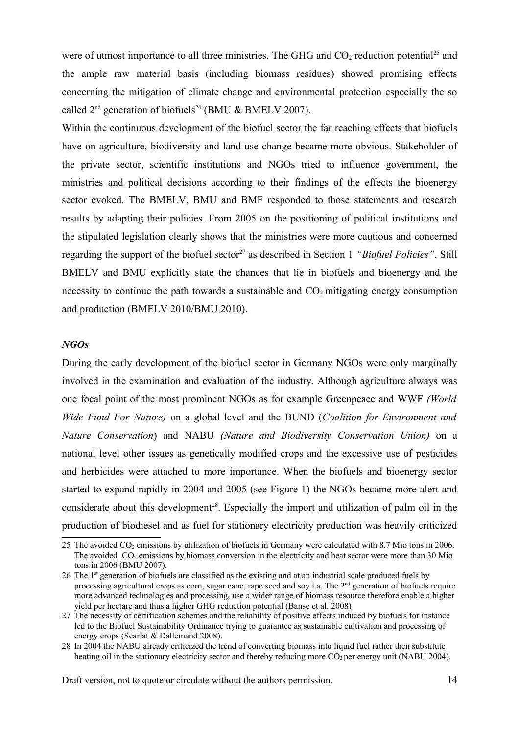were of utmost importance to all three ministries. The GHG and $CO_2$ reduction potential[25] and the ample raw material basis (including biomass residues) showed promising effects concerning the mitigation of climate change and environmental protection especially the so called 2[nd] generation of biofuels[26] (BMU & BMELV 2007).

Within the continuous development of the biofuel sector the far reaching effects that biofuels have on agriculture, biodiversity and land use change became more obvious. Stakeholder of the private sector, scientific institutions and NGOs tried to influence government, the ministries and political decisions according to their findings of the effects the bioenergy sector evoked. The BMELV, BMU and BMF responded to those statements and research results by adapting their policies. From 2005 on the positioning of political institutions and the stipulated legislation clearly shows that the ministries were more cautious and concerned regarding the support of the biofuel sector[27] as described in Section 1 *"Biofuel Policies"*. Still BMELV and BMU explicitly state the chances that lie in biofuels and bioenergy and the necessity to continue the path towards a sustainable and $CO_2$ mitigating energy consumption and production (BMELV 2010/BMU 2010).

### *NGOs*

During the early development of the biofuel sector in Germany NGOs were only marginally involved in the examination and evaluation of the industry. Although agriculture always was one focal point of the most prominent NGOs as for example Greenpeace and WWF *(World Wide Fund For Nature)* on a global level and the BUND (*Coalition for Environment and Nature Conservation*) and NABU *(Nature and Biodiversity Conservation Union)* on a national level other issues as genetically modified crops and the excessive use of pesticides and herbicides were attached to more importance. When the biofuels and bioenergy sector started to expand rapidly in 2004 and 2005 (see Figure 1) the NGOs became more alert and considerate about this development[28]. Especially the import and utilization of palm oil in the production of biodiesel and as fuel for stationary electricity production was heavily criticized

---

25 The avoided $CO_2$ emissions by utilization of biofuels in Germany were calculated with 8,7 Mio tons in 2006. The avoided $CO_2$ emissions by biomass conversion in the electricity and heat sector were more than 30 Mio tons in 2006 (BMU 2007).

26 The 1[st] generation of biofuels are classified as the existing and at an industrial scale produced fuels by processing agricultural crops as corn, sugar cane, rape seed and soy i.a. The 2[nd] generation of biofuels require more advanced technologies and processing, use a wider range of biomass resource therefore enable a higher yield per hectare and thus a higher GHG reduction potential (Banse et al. 2008)

27 The necessity of certification schemes and the reliability of positive effects induced by biofuels for instance led to the Biofuel Sustainability Ordinance trying to guarantee as sustainable cultivation and processing of energy crops (Scarlat & Dallemand 2008).

28 In 2004 the NABU already criticized the trend of converting biomass into liquid fuel rather then substitute heating oil in the stationary electricity sector and thereby reducing more $CO_2$ per energy unit (NABU 2004).

Draft version, not to quote or circulate without the authors permission.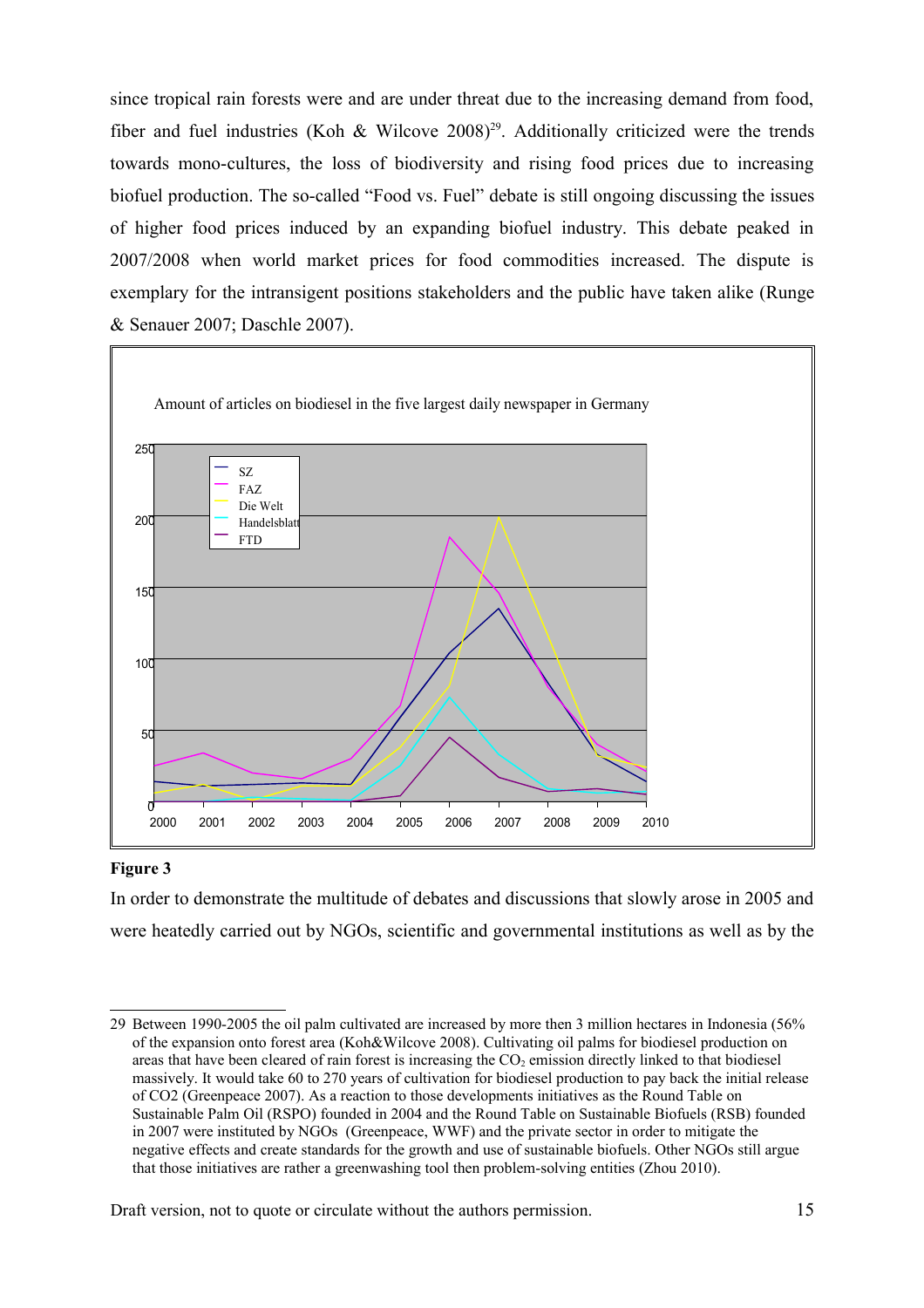since tropical rain forests were and are under threat due to the increasing demand from food, fiber and fuel industries (Koh & Wilcove 2008)[29]. Additionally criticized were the trends towards mono-cultures, the loss of biodiversity and rising food prices due to increasing biofuel production. The so-called "Food vs. Fuel" debate is still ongoing discussing the issues of higher food prices induced by an expanding biofuel industry. This debate peaked in 2007/2008 when world market prices for food commodities increased. The dispute is exemplary for the intransigent positions stakeholders and the public have taken alike (Runge & Senauer 2007; Daschle 2007).

Amount of articles on biodiesel in the five largest daily newspaper in Germany

**Figure 3**

In order to demonstrate the multitude of debates and discussions that slowly arose in 2005 and were heatedly carried out by NGOs, scientific and governmental institutions as well as by the

29 Between 1990-2005 the oil palm cultivated are increased by more then 3 million hectares in Indonesia (56% of the expansion onto forest area (Koh&Wilcove 2008). Cultivating oil palms for biodiesel production on areas that have been cleared of rain forest is increasing the $CO_2$ emission directly linked to that biodiesel massively. It would take 60 to 270 years of cultivation for biodiesel production to pay back the initial release of CO2 (Greenpeace 2007). As a reaction to those developments initiatives as the Round Table on Sustainable Palm Oil (RSPO) founded in 2004 and the Round Table on Sustainable Biofuels (RSB) founded in 2007 were instituted by NGOs (Greenpeace, WWF) and the private sector in order to mitigate the negative effects and create standards for the growth and use of sustainable biofuels. Other NGOs still argue that those initiatives are rather a greenwashing tool then problem-solving entities (Zhou 2010).

Draft version, not to quote or circulate without the authors permission.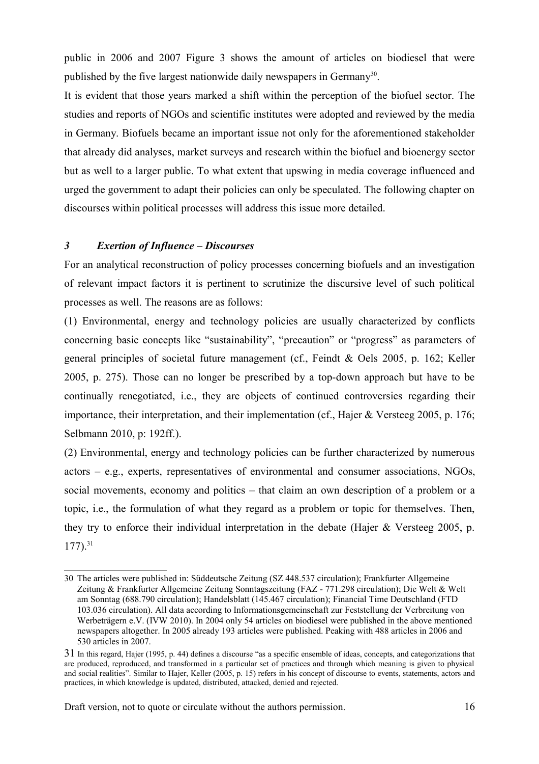public in 2006 and 2007 Figure 3 shows the amount of articles on biodiesel that were published by the five largest nationwide daily newspapers in Germany[30].

It is evident that those years marked a shift within the perception of the biofuel sector. The studies and reports of NGOs and scientific institutes were adopted and reviewed by the media in Germany. Biofuels became an important issue not only for the aforementioned stakeholder that already did analyses, market surveys and research within the biofuel and bioenergy sector but as well to a larger public. To what extent that upswing in media coverage influenced and urged the government to adapt their policies can only be speculated. The following chapter on discourses within political processes will address this issue more detailed.

### *3 Exertion of Influence – Discourses*

For an analytical reconstruction of policy processes concerning biofuels and an investigation of relevant impact factors it is pertinent to scrutinize the discursive level of such political processes as well. The reasons are as follows:

(1) Environmental, energy and technology policies are usually characterized by conflicts concerning basic concepts like "sustainability", "precaution" or "progress" as parameters of general principles of societal future management (cf., Feindt & Oels 2005, p. 162; Keller 2005, p. 275). Those can no longer be prescribed by a top-down approach but have to be continually renegotiated, i.e., they are objects of continued controversies regarding their importance, their interpretation, and their implementation (cf., Hajer & Versteeg 2005, p. 176; Selbmann 2010, p: 192ff.).

(2) Environmental, energy and technology policies can be further characterized by numerous actors – e.g., experts, representatives of environmental and consumer associations, NGOs, social movements, economy and politics – that claim an own description of a problem or a topic, i.e., the formulation of what they regard as a problem or topic for themselves. Then, they try to enforce their individual interpretation in the debate (Hajer & Versteeg 2005, p. 177).[31]

---

30 The articles were published in: Süddeutsche Zeitung (SZ 448.537 circulation); Frankfurter Allgemeine Zeitung & Frankfurter Allgemeine Zeitung Sonntagszeitung (FAZ - 771.298 circulation); Die Welt & Welt am Sonntag (688.790 circulation); Handelsblatt (145.467 circulation); Financial Time Deutschland (FTD 103.036 circulation). All data according to Informationsgemeinschaft zur Feststellung der Verbreitung von Werbeträgern e.V. (IVW 2010). In 2004 only 54 articles on biodiesel were published in the above mentioned newspapers altogether. In 2005 already 193 articles were published. Peaking with 488 articles in 2006 and 530 articles in 2007.

31 In this regard, Hajer (1995, p. 44) defines a discourse "as a specific ensemble of ideas, concepts, and categorizations that are produced, reproduced, and transformed in a particular set of practices and through which meaning is given to physical and social realities". Similar to Hajer, Keller (2005, p. 15) refers in his concept of discourse to events, statements, actors and practices, in which knowledge is updated, distributed, attacked, denied and rejected.

Draft version, not to quote or circulate without the authors permission.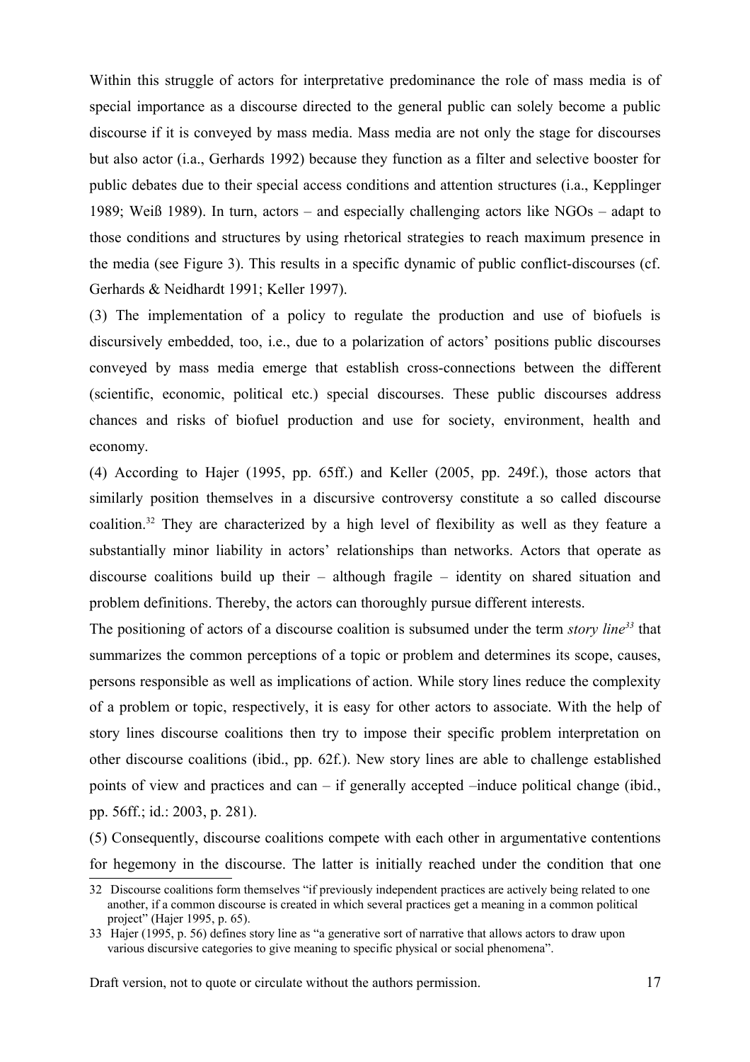Within this struggle of actors for interpretative predominance the role of mass media is of special importance as a discourse directed to the general public can solely become a public discourse if it is conveyed by mass media. Mass media are not only the stage for discourses but also actor (i.a., Gerhards 1992) because they function as a filter and selective booster for public debates due to their special access conditions and attention structures (i.a., Kepplinger 1989; Weiß 1989). In turn, actors – and especially challenging actors like NGOs – adapt to those conditions and structures by using rhetorical strategies to reach maximum presence in the media (see Figure 3). This results in a specific dynamic of public conflict-discourses (cf. Gerhards & Neidhardt 1991; Keller 1997).

(3) The implementation of a policy to regulate the production and use of biofuels is discursively embedded, too, i.e., due to a polarization of actors' positions public discourses conveyed by mass media emerge that establish cross-connections between the different (scientific, economic, political etc.) special discourses. These public discourses address chances and risks of biofuel production and use for society, environment, health and economy.

(4) According to Hajer (1995, pp. 65ff.) and Keller (2005, pp. 249f.), those actors that similarly position themselves in a discursive controversy constitute a so called discourse coalition.[32] They are characterized by a high level of flexibility as well as they feature a substantially minor liability in actors' relationships than networks. Actors that operate as discourse coalitions build up their – although fragile – identity on shared situation and problem definitions. Thereby, the actors can thoroughly pursue different interests.

The positioning of actors of a discourse coalition is subsumed under the term *story line*[33] that summarizes the common perceptions of a topic or problem and determines its scope, causes, persons responsible as well as implications of action. While story lines reduce the complexity of a problem or topic, respectively, it is easy for other actors to associate. With the help of story lines discourse coalitions then try to impose their specific problem interpretation on other discourse coalitions (ibid., pp. 62f.). New story lines are able to challenge established points of view and practices and can – if generally accepted –induce political change (ibid., pp. 56ff.; id.: 2003, p. 281).

(5) Consequently, discourse coalitions compete with each other in argumentative contentions for hegemony in the discourse. The latter is initially reached under the condition that one

---

32 Discourse coalitions form themselves "if previously independent practices are actively being related to one another, if a common discourse is created in which several practices get a meaning in a common political project" (Hajer 1995, p. 65).

33 Hajer (1995, p. 56) defines story line as "a generative sort of narrative that allows actors to draw upon various discursive categories to give meaning to specific physical or social phenomena".

Draft version, not to quote or circulate without the authors permission.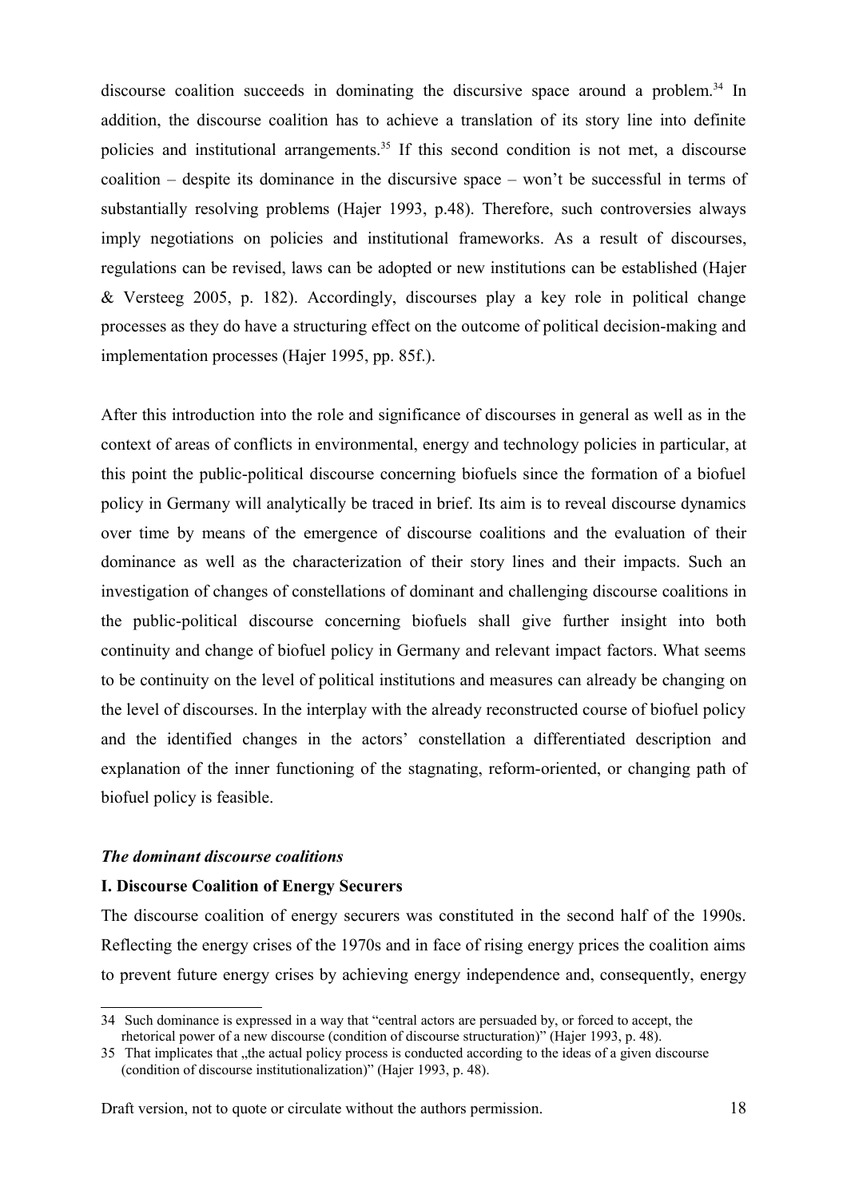discourse coalition succeeds in dominating the discursive space around a problem.[34] In addition, the discourse coalition has to achieve a translation of its story line into definite policies and institutional arrangements.[35] If this second condition is not met, a discourse coalition – despite its dominance in the discursive space – won't be successful in terms of substantially resolving problems (Hajer 1993, p.48). Therefore, such controversies always imply negotiations on policies and institutional frameworks. As a result of discourses, regulations can be revised, laws can be adopted or new institutions can be established (Hajer & Versteeg 2005, p. 182). Accordingly, discourses play a key role in political change processes as they do have a structuring effect on the outcome of political decision-making and implementation processes (Hajer 1995, pp. 85f.).

After this introduction into the role and significance of discourses in general as well as in the context of areas of conflicts in environmental, energy and technology policies in particular, at this point the public-political discourse concerning biofuels since the formation of a biofuel policy in Germany will analytically be traced in brief. Its aim is to reveal discourse dynamics over time by means of the emergence of discourse coalitions and the evaluation of their dominance as well as the characterization of their story lines and their impacts. Such an investigation of changes of constellations of dominant and challenging discourse coalitions in the public-political discourse concerning biofuels shall give further insight into both continuity and change of biofuel policy in Germany and relevant impact factors. What seems to be continuity on the level of political institutions and measures can already be changing on the level of discourses. In the interplay with the already reconstructed course of biofuel policy and the identified changes in the actors' constellation a differentiated description and explanation of the inner functioning of the stagnating, reform-oriented, or changing path of biofuel policy is feasible.

***The dominant discourse coalitions***

**I. Discourse Coalition of Energy Securers**

The discourse coalition of energy securers was constituted in the second half of the 1990s. Reflecting the energy crises of the 1970s and in face of rising energy prices the coalition aims to prevent future energy crises by achieving energy independence and, consequently, energy

---

34 Such dominance is expressed in a way that "central actors are persuaded by, or forced to accept, the rhetorical power of a new discourse (condition of discourse structuration)" (Hajer 1993, p. 48).

35 That implicates that „the actual policy process is conducted according to the ideas of a given discourse (condition of discourse institutionalization)" (Hajer 1993, p. 48).

Draft version, not to quote or circulate without the authors permission.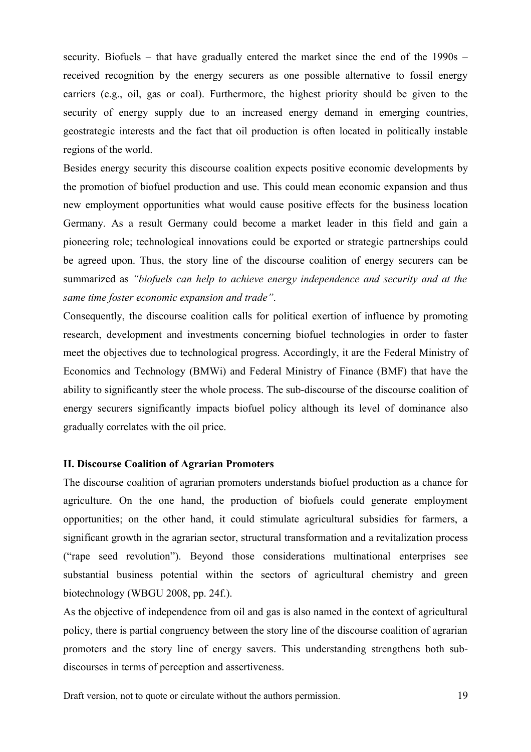security. Biofuels – that have gradually entered the market since the end of the 1990s – received recognition by the energy securers as one possible alternative to fossil energy carriers (e.g., oil, gas or coal). Furthermore, the highest priority should be given to the security of energy supply due to an increased energy demand in emerging countries, geostrategic interests and the fact that oil production is often located in politically instable regions of the world.

Besides energy security this discourse coalition expects positive economic developments by the promotion of biofuel production and use. This could mean economic expansion and thus new employment opportunities what would cause positive effects for the business location Germany. As a result Germany could become a market leader in this field and gain a pioneering role; technological innovations could be exported or strategic partnerships could be agreed upon. Thus, the story line of the discourse coalition of energy securers can be summarized as *"biofuels can help to achieve energy independence and security and at the same time foster economic expansion and trade"*.

Consequently, the discourse coalition calls for political exertion of influence by promoting research, development and investments concerning biofuel technologies in order to faster meet the objectives due to technological progress. Accordingly, it are the Federal Ministry of Economics and Technology (BMWi) and Federal Ministry of Finance (BMF) that have the ability to significantly steer the whole process. The sub-discourse of the discourse coalition of energy securers significantly impacts biofuel policy although its level of dominance also gradually correlates with the oil price.

**II. Discourse Coalition of Agrarian Promoters**

The discourse coalition of agrarian promoters understands biofuel production as a chance for agriculture. On the one hand, the production of biofuels could generate employment opportunities; on the other hand, it could stimulate agricultural subsidies for farmers, a significant growth in the agrarian sector, structural transformation and a revitalization process ("rape seed revolution"). Beyond those considerations multinational enterprises see substantial business potential within the sectors of agricultural chemistry and green biotechnology (WBGU 2008, pp. 24f.).

As the objective of independence from oil and gas is also named in the context of agricultural policy, there is partial congruency between the story line of the discourse coalition of agrarian promoters and the story line of energy savers. This understanding strengthens both sub-discourses in terms of perception and assertiveness.

Draft version, not to quote or circulate without the authors permission.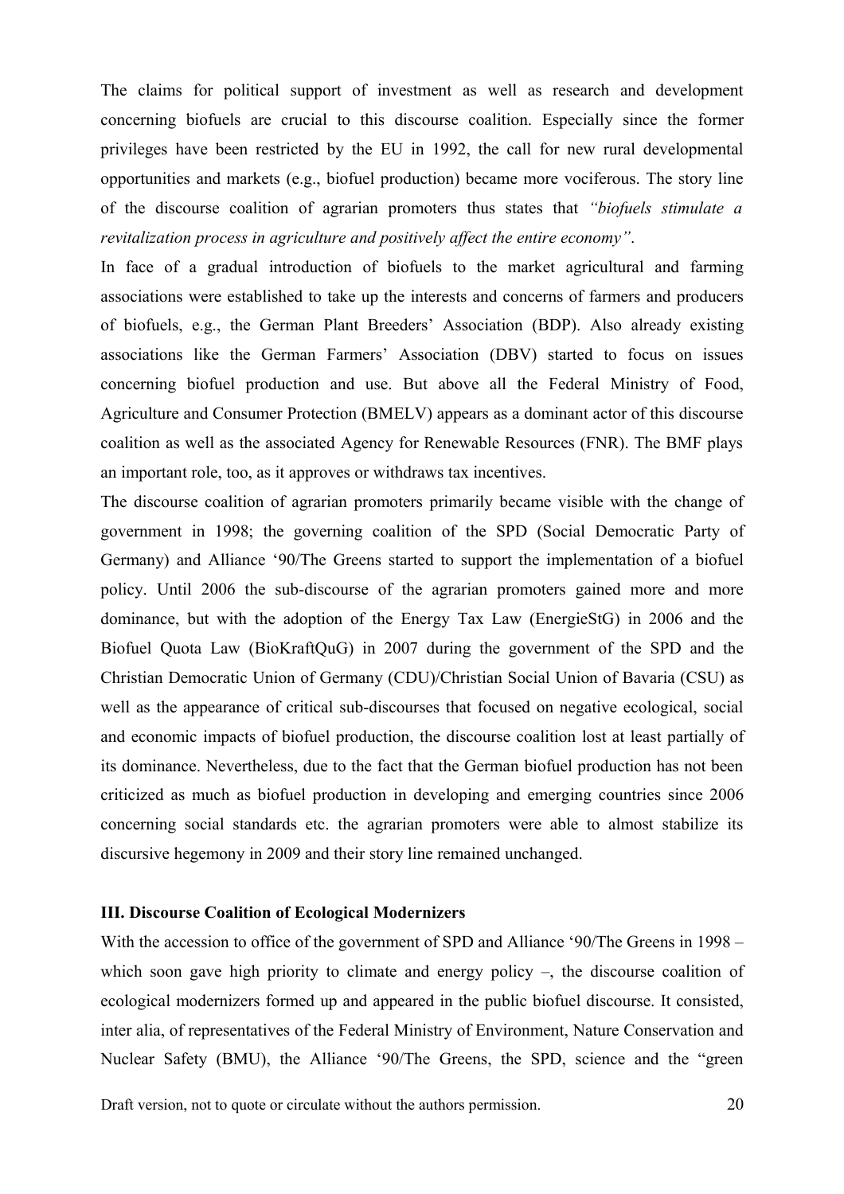The claims for political support of investment as well as research and development concerning biofuels are crucial to this discourse coalition. Especially since the former privileges have been restricted by the EU in 1992, the call for new rural developmental opportunities and markets (e.g., biofuel production) became more vociferous. The story line of the discourse coalition of agrarian promoters thus states that *"biofuels stimulate a revitalization process in agriculture and positively affect the entire economy"*.

In face of a gradual introduction of biofuels to the market agricultural and farming associations were established to take up the interests and concerns of farmers and producers of biofuels, e.g., the German Plant Breeders' Association (BDP). Also already existing associations like the German Farmers' Association (DBV) started to focus on issues concerning biofuel production and use. But above all the Federal Ministry of Food, Agriculture and Consumer Protection (BMELV) appears as a dominant actor of this discourse coalition as well as the associated Agency for Renewable Resources (FNR). The BMF plays an important role, too, as it approves or withdraws tax incentives.

The discourse coalition of agrarian promoters primarily became visible with the change of government in 1998; the governing coalition of the SPD (Social Democratic Party of Germany) and Alliance '90/The Greens started to support the implementation of a biofuel policy. Until 2006 the sub-discourse of the agrarian promoters gained more and more dominance, but with the adoption of the Energy Tax Law (EnergieStG) in 2006 and the Biofuel Quota Law (BioKraftQuG) in 2007 during the government of the SPD and the Christian Democratic Union of Germany (CDU)/Christian Social Union of Bavaria (CSU) as well as the appearance of critical sub-discourses that focused on negative ecological, social and economic impacts of biofuel production, the discourse coalition lost at least partially of its dominance. Nevertheless, due to the fact that the German biofuel production has not been criticized as much as biofuel production in developing and emerging countries since 2006 concerning social standards etc. the agrarian promoters were able to almost stabilize its discursive hegemony in 2009 and their story line remained unchanged.

### III. Discourse Coalition of Ecological Modernizers

With the accession to office of the government of SPD and Alliance '90/The Greens in 1998 – which soon gave high priority to climate and energy policy –, the discourse coalition of ecological modernizers formed up and appeared in the public biofuel discourse. It consisted, inter alia, of representatives of the Federal Ministry of Environment, Nature Conservation and Nuclear Safety (BMU), the Alliance '90/The Greens, the SPD, science and the "green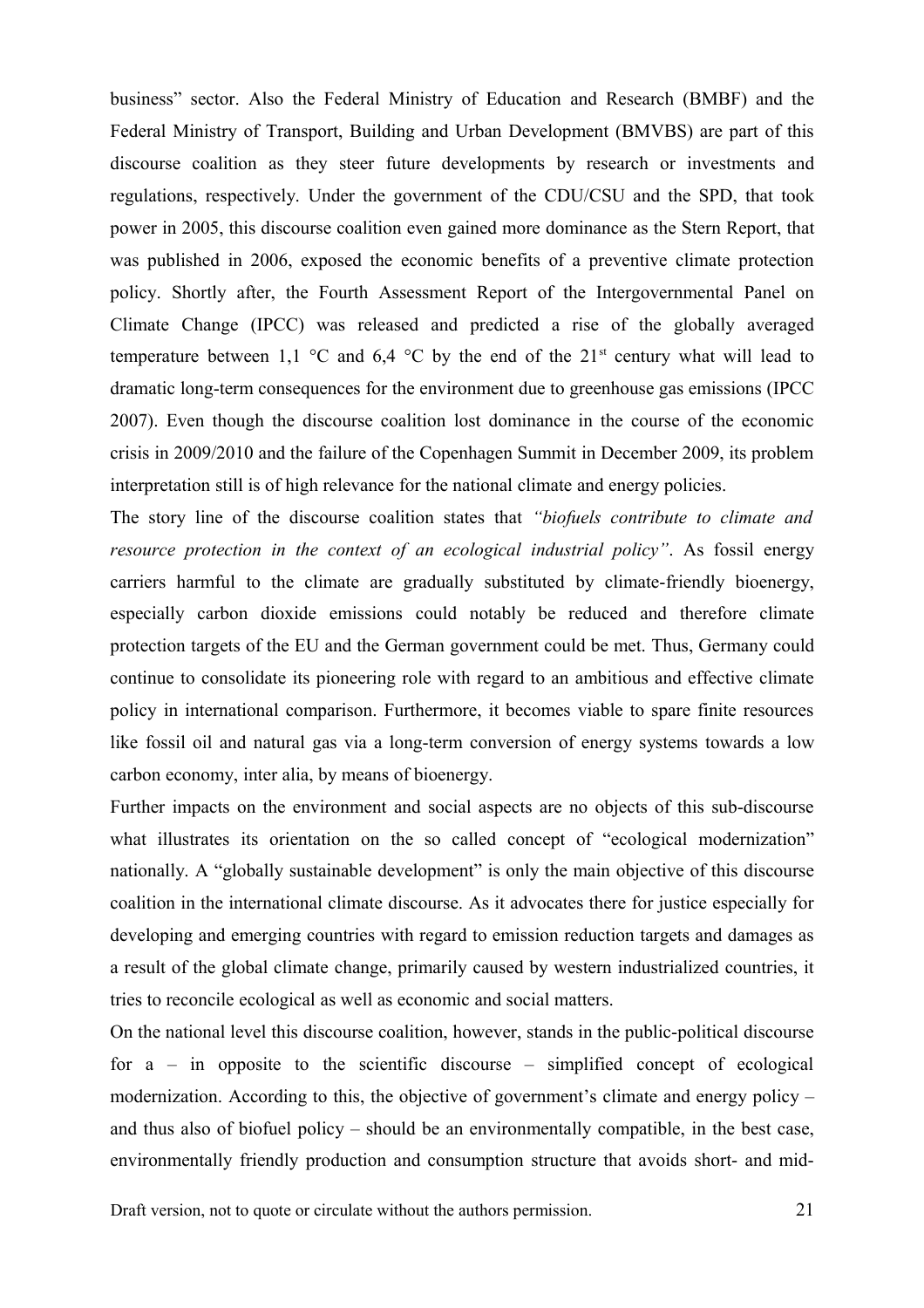business" sector. Also the Federal Ministry of Education and Research (BMBF) and the Federal Ministry of Transport, Building and Urban Development (BMVBS) are part of this discourse coalition as they steer future developments by research or investments and regulations, respectively. Under the government of the CDU/CSU and the SPD, that took power in 2005, this discourse coalition even gained more dominance as the Stern Report, that was published in 2006, exposed the economic benefits of a preventive climate protection policy. Shortly after, the Fourth Assessment Report of the Intergovernmental Panel on Climate Change (IPCC) was released and predicted a rise of the globally averaged temperature between 1,1 °C and 6,4 °C by the end of the 21st century what will lead to dramatic long-term consequences for the environment due to greenhouse gas emissions (IPCC 2007). Even though the discourse coalition lost dominance in the course of the economic crisis in 2009/2010 and the failure of the Copenhagen Summit in December 2009, its problem interpretation still is of high relevance for the national climate and energy policies.

The story line of the discourse coalition states that *"biofuels contribute to climate and resource protection in the context of an ecological industrial policy"*. As fossil energy carriers harmful to the climate are gradually substituted by climate-friendly bioenergy, especially carbon dioxide emissions could notably be reduced and therefore climate protection targets of the EU and the German government could be met. Thus, Germany could continue to consolidate its pioneering role with regard to an ambitious and effective climate policy in international comparison. Furthermore, it becomes viable to spare finite resources like fossil oil and natural gas via a long-term conversion of energy systems towards a low carbon economy, inter alia, by means of bioenergy.

Further impacts on the environment and social aspects are no objects of this sub-discourse what illustrates its orientation on the so called concept of "ecological modernization" nationally. A "globally sustainable development" is only the main objective of this discourse coalition in the international climate discourse. As it advocates there for justice especially for developing and emerging countries with regard to emission reduction targets and damages as a result of the global climate change, primarily caused by western industrialized countries, it tries to reconcile ecological as well as economic and social matters.

On the national level this discourse coalition, however, stands in the public-political discourse for a – in opposite to the scientific discourse – simplified concept of ecological modernization. According to this, the objective of government's climate and energy policy – and thus also of biofuel policy – should be an environmentally compatible, in the best case, environmentally friendly production and consumption structure that avoids short- and mid-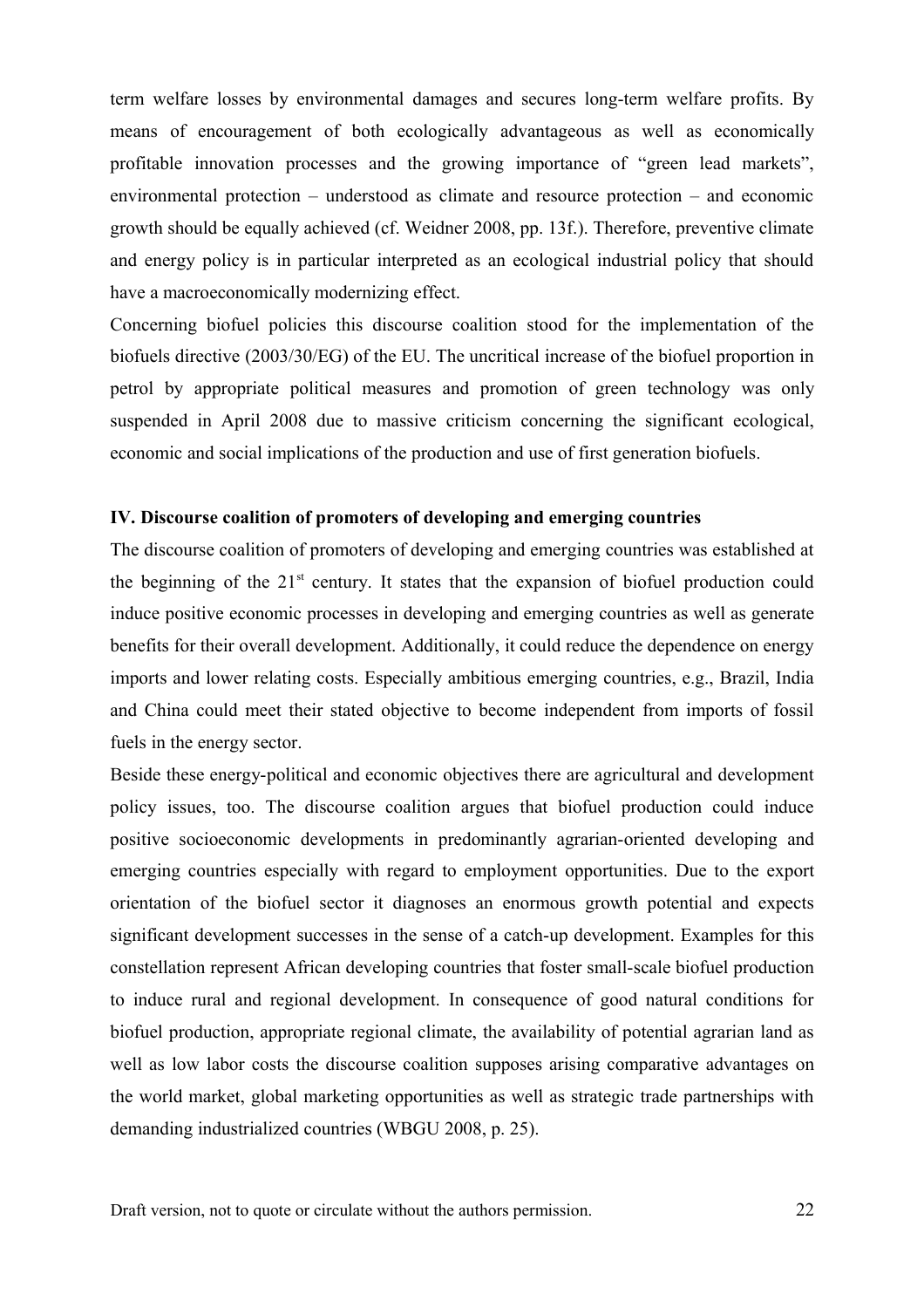term welfare losses by environmental damages and secures long-term welfare profits. By means of encouragement of both ecologically advantageous as well as economically profitable innovation processes and the growing importance of "green lead markets", environmental protection – understood as climate and resource protection – and economic growth should be equally achieved (cf. Weidner 2008, pp. 13f.). Therefore, preventive climate and energy policy is in particular interpreted as an ecological industrial policy that should have a macroeconomically modernizing effect.

Concerning biofuel policies this discourse coalition stood for the implementation of the biofuels directive (2003/30/EG) of the EU. The uncritical increase of the biofuel proportion in petrol by appropriate political measures and promotion of green technology was only suspended in April 2008 due to massive criticism concerning the significant ecological, economic and social implications of the production and use of first generation biofuels.

**IV. Discourse coalition of promoters of developing and emerging countries**

The discourse coalition of promoters of developing and emerging countries was established at the beginning of the 21st century. It states that the expansion of biofuel production could induce positive economic processes in developing and emerging countries as well as generate benefits for their overall development. Additionally, it could reduce the dependence on energy imports and lower relating costs. Especially ambitious emerging countries, e.g., Brazil, India and China could meet their stated objective to become independent from imports of fossil fuels in the energy sector.

Beside these energy-political and economic objectives there are agricultural and development policy issues, too. The discourse coalition argues that biofuel production could induce positive socioeconomic developments in predominantly agrarian-oriented developing and emerging countries especially with regard to employment opportunities. Due to the export orientation of the biofuel sector it diagnoses an enormous growth potential and expects significant development successes in the sense of a catch-up development. Examples for this constellation represent African developing countries that foster small-scale biofuel production to induce rural and regional development. In consequence of good natural conditions for biofuel production, appropriate regional climate, the availability of potential agrarian land as well as low labor costs the discourse coalition supposes arising comparative advantages on the world market, global marketing opportunities as well as strategic trade partnerships with demanding industrialized countries (WBGU 2008, p. 25).

Draft version, not to quote or circulate without the authors permission.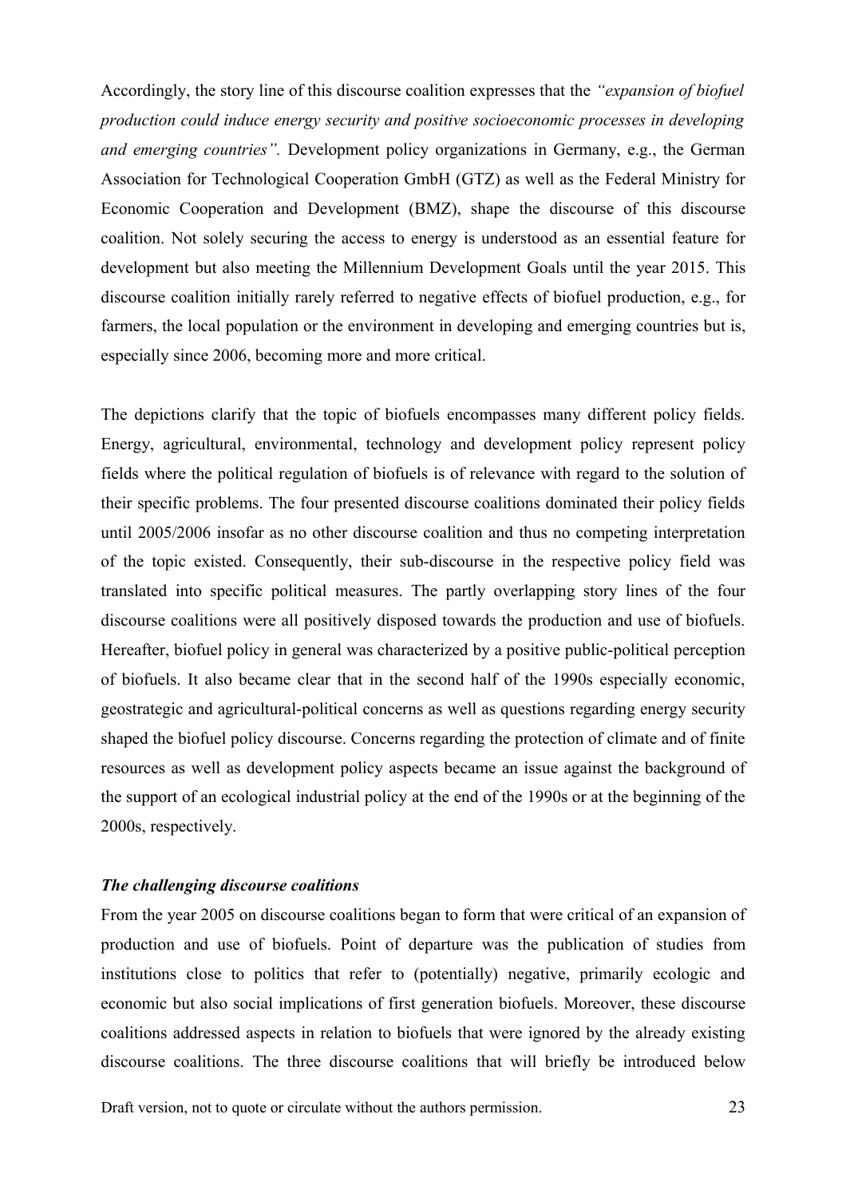Accordingly, the story line of this discourse coalition expresses that the *"expansion of biofuel production could induce energy security and positive socioeconomic processes in developing and emerging countries".* Development policy organizations in Germany, e.g., the German Association for Technological Cooperation GmbH (GTZ) as well as the Federal Ministry for Economic Cooperation and Development (BMZ), shape the discourse of this discourse coalition. Not solely securing the access to energy is understood as an essential feature for development but also meeting the Millennium Development Goals until the year 2015. This discourse coalition initially rarely referred to negative effects of biofuel production, e.g., for farmers, the local population or the environment in developing and emerging countries but is, especially since 2006, becoming more and more critical.

The depictions clarify that the topic of biofuels encompasses many different policy fields. Energy, agricultural, environmental, technology and development policy represent policy fields where the political regulation of biofuels is of relevance with regard to the solution of their specific problems. The four presented discourse coalitions dominated their policy fields until 2005/2006 insofar as no other discourse coalition and thus no competing interpretation of the topic existed. Consequently, their sub-discourse in the respective policy field was translated into specific political measures. The partly overlapping story lines of the four discourse coalitions were all positively disposed towards the production and use of biofuels. Hereafter, biofuel policy in general was characterized by a positive public-political perception of biofuels. It also became clear that in the second half of the 1990s especially economic, geostrategic and agricultural-political concerns as well as questions regarding energy security shaped the biofuel policy discourse. Concerns regarding the protection of climate and of finite resources as well as development policy aspects became an issue against the background of the support of an ecological industrial policy at the end of the 1990s or at the beginning of the 2000s, respectively.

***The challenging discourse coalitions***

From the year 2005 on discourse coalitions began to form that were critical of an expansion of production and use of biofuels. Point of departure was the publication of studies from institutions close to politics that refer to (potentially) negative, primarily ecologic and economic but also social implications of first generation biofuels. Moreover, these discourse coalitions addressed aspects in relation to biofuels that were ignored by the already existing discourse coalitions. The three discourse coalitions that will briefly be introduced below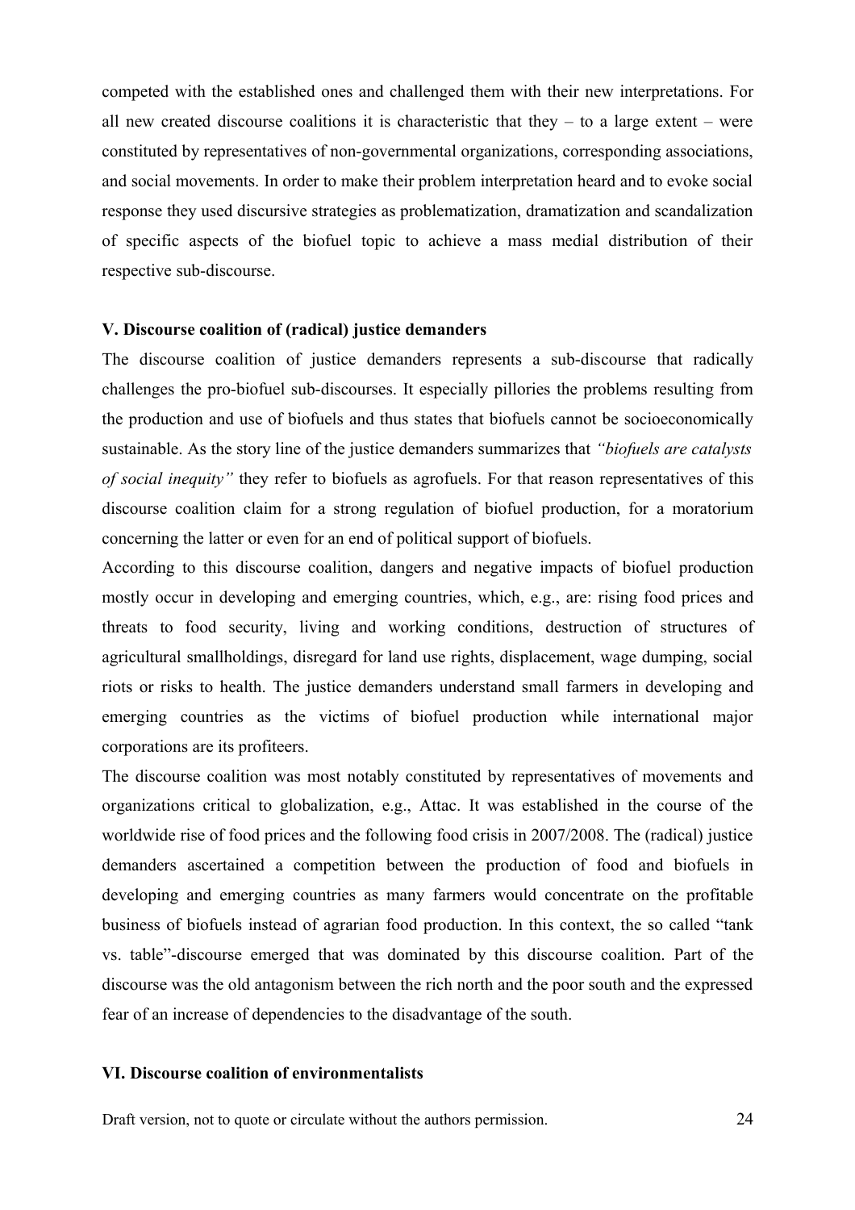competed with the established ones and challenged them with their new interpretations. For all new created discourse coalitions it is characteristic that they – to a large extent – were constituted by representatives of non-governmental organizations, corresponding associations, and social movements. In order to make their problem interpretation heard and to evoke social response they used discursive strategies as problematization, dramatization and scandalization of specific aspects of the biofuel topic to achieve a mass medial distribution of their respective sub-discourse.

### V. Discourse coalition of (radical) justice demanders

The discourse coalition of justice demanders represents a sub-discourse that radically challenges the pro-biofuel sub-discourses. It especially pillories the problems resulting from the production and use of biofuels and thus states that biofuels cannot be socioeconomically sustainable. As the story line of the justice demanders summarizes that *"biofuels are catalysts of social inequity"* they refer to biofuels as agrofuels. For that reason representatives of this discourse coalition claim for a strong regulation of biofuel production, for a moratorium concerning the latter or even for an end of political support of biofuels.

According to this discourse coalition, dangers and negative impacts of biofuel production mostly occur in developing and emerging countries, which, e.g., are: rising food prices and threats to food security, living and working conditions, destruction of structures of agricultural smallholdings, disregard for land use rights, displacement, wage dumping, social riots or risks to health. The justice demanders understand small farmers in developing and emerging countries as the victims of biofuel production while international major corporations are its profiteers.

The discourse coalition was most notably constituted by representatives of movements and organizations critical to globalization, e.g., Attac. It was established in the course of the worldwide rise of food prices and the following food crisis in 2007/2008. The (radical) justice demanders ascertained a competition between the production of food and biofuels in developing and emerging countries as many farmers would concentrate on the profitable business of biofuels instead of agrarian food production. In this context, the so called "tank vs. table"-discourse emerged that was dominated by this discourse coalition. Part of the discourse was the old antagonism between the rich north and the poor south and the expressed fear of an increase of dependencies to the disadvantage of the south.

### VI. Discourse coalition of environmentalists

Draft version, not to quote or circulate without the authors permission.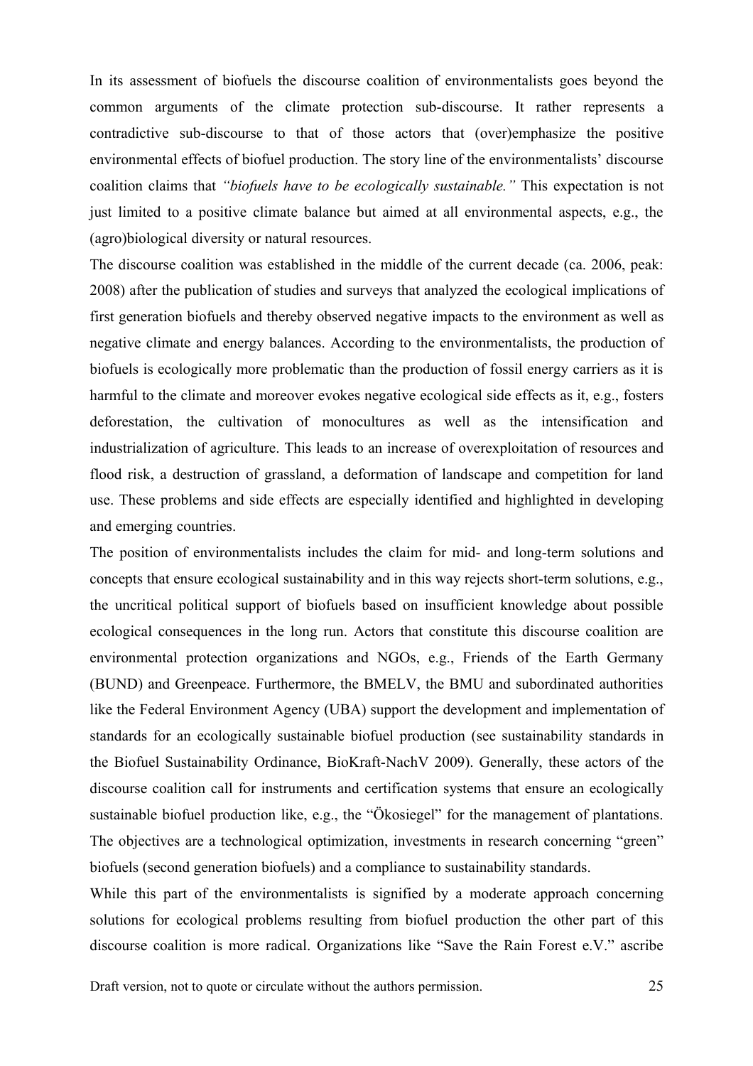In its assessment of biofuels the discourse coalition of environmentalists goes beyond the common arguments of the climate protection sub-discourse. It rather represents a contradictive sub-discourse to that of those actors that (over)emphasize the positive environmental effects of biofuel production. The story line of the environmentalists' discourse coalition claims that *"biofuels have to be ecologically sustainable."* This expectation is not just limited to a positive climate balance but aimed at all environmental aspects, e.g., the (agro)biological diversity or natural resources.

The discourse coalition was established in the middle of the current decade (ca. 2006, peak: 2008) after the publication of studies and surveys that analyzed the ecological implications of first generation biofuels and thereby observed negative impacts to the environment as well as negative climate and energy balances. According to the environmentalists, the production of biofuels is ecologically more problematic than the production of fossil energy carriers as it is harmful to the climate and moreover evokes negative ecological side effects as it, e.g., fosters deforestation, the cultivation of monocultures as well as the intensification and industrialization of agriculture. This leads to an increase of overexploitation of resources and flood risk, a destruction of grassland, a deformation of landscape and competition for land use. These problems and side effects are especially identified and highlighted in developing and emerging countries.

The position of environmentalists includes the claim for mid- and long-term solutions and concepts that ensure ecological sustainability and in this way rejects short-term solutions, e.g., the uncritical political support of biofuels based on insufficient knowledge about possible ecological consequences in the long run. Actors that constitute this discourse coalition are environmental protection organizations and NGOs, e.g., Friends of the Earth Germany (BUND) and Greenpeace. Furthermore, the BMELV, the BMU and subordinated authorities like the Federal Environment Agency (UBA) support the development and implementation of standards for an ecologically sustainable biofuel production (see sustainability standards in the Biofuel Sustainability Ordinance, BioKraft-NachV 2009). Generally, these actors of the discourse coalition call for instruments and certification systems that ensure an ecologically sustainable biofuel production like, e.g., the "Ökosiegel" for the management of plantations. The objectives are a technological optimization, investments in research concerning "green" biofuels (second generation biofuels) and a compliance to sustainability standards.

While this part of the environmentalists is signified by a moderate approach concerning solutions for ecological problems resulting from biofuel production the other part of this discourse coalition is more radical. Organizations like "Save the Rain Forest e.V." ascribe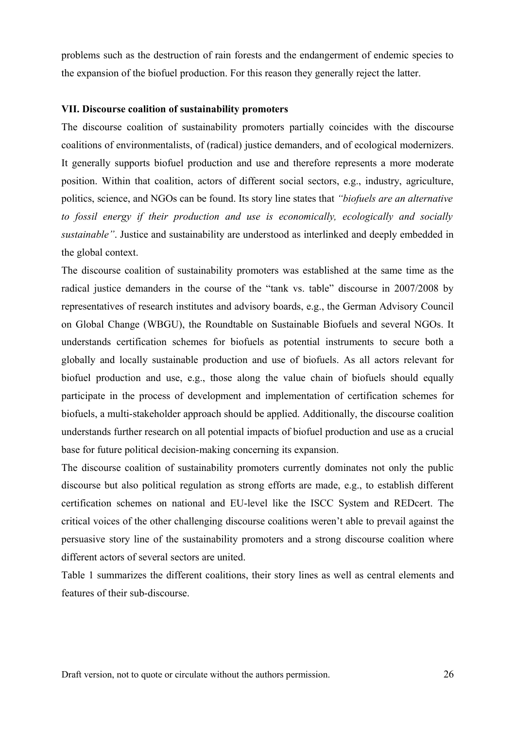problems such as the destruction of rain forests and the endangerment of endemic species to the expansion of the biofuel production. For this reason they generally reject the latter.

**VII. Discourse coalition of sustainability promoters**

The discourse coalition of sustainability promoters partially coincides with the discourse coalitions of environmentalists, of (radical) justice demanders, and of ecological modernizers. It generally supports biofuel production and use and therefore represents a more moderate position. Within that coalition, actors of different social sectors, e.g., industry, agriculture, politics, science, and NGOs can be found. Its story line states that *"biofuels are an alternative to fossil energy if their production and use is economically, ecologically and socially sustainable"*. Justice and sustainability are understood as interlinked and deeply embedded in the global context.

The discourse coalition of sustainability promoters was established at the same time as the radical justice demanders in the course of the "tank vs. table" discourse in 2007/2008 by representatives of research institutes and advisory boards, e.g., the German Advisory Council on Global Change (WBGU), the Roundtable on Sustainable Biofuels and several NGOs. It understands certification schemes for biofuels as potential instruments to secure both a globally and locally sustainable production and use of biofuels. As all actors relevant for biofuel production and use, e.g., those along the value chain of biofuels should equally participate in the process of development and implementation of certification schemes for biofuels, a multi-stakeholder approach should be applied. Additionally, the discourse coalition understands further research on all potential impacts of biofuel production and use as a crucial base for future political decision-making concerning its expansion.

The discourse coalition of sustainability promoters currently dominates not only the public discourse but also political regulation as strong efforts are made, e.g., to establish different certification schemes on national and EU-level like the ISCC System and REDcert. The critical voices of the other challenging discourse coalitions weren't able to prevail against the persuasive story line of the sustainability promoters and a strong discourse coalition where different actors of several sectors are united.

Table 1 summarizes the different coalitions, their story lines as well as central elements and features of their sub-discourse.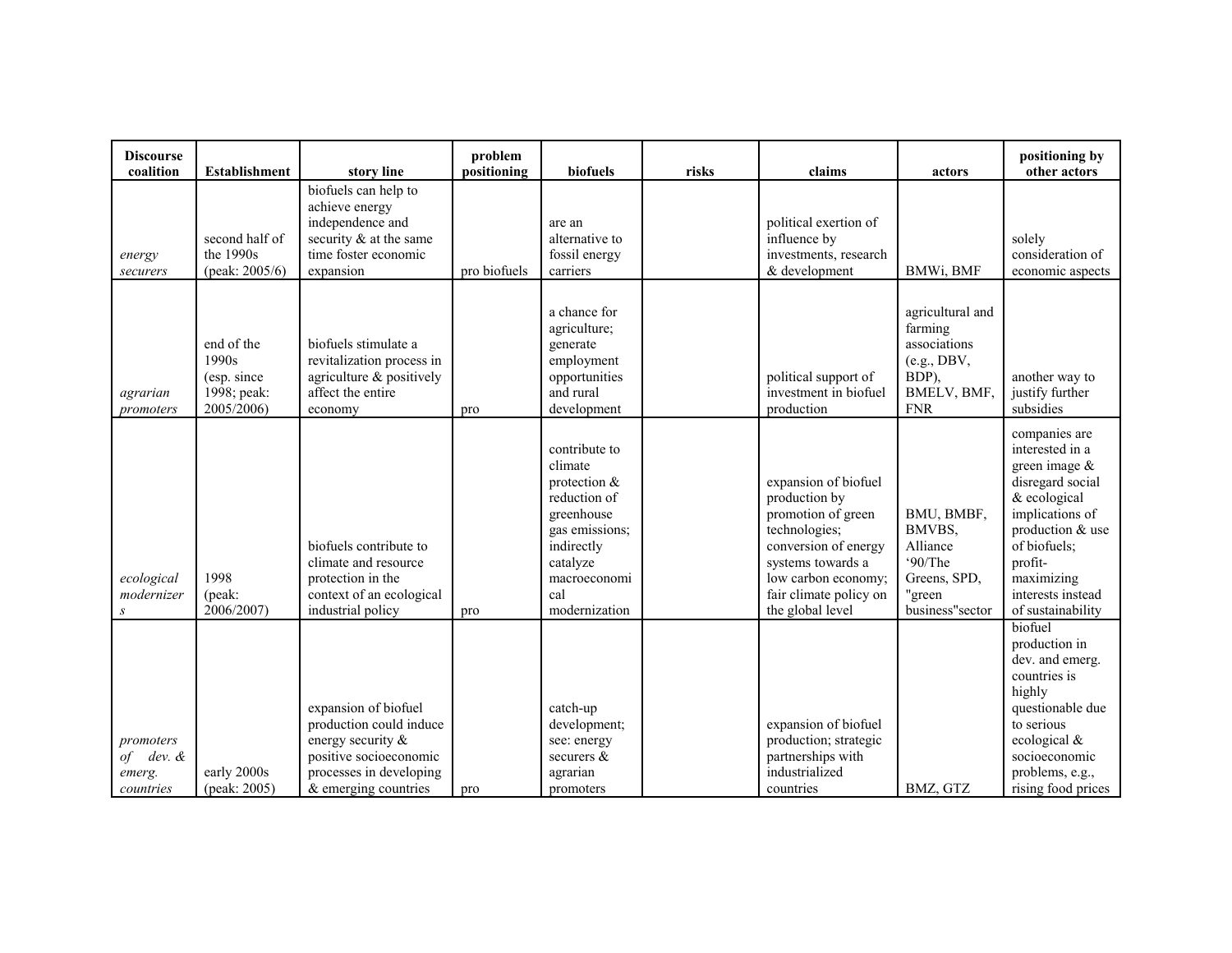| Discourse coalition | Establishment | story line | problem positioning | biofuels | risks | claims | actors | positioning by other actors |
|---|---|---|---|---|---|---|---|---|
| *energy securers* | second half of the 1990s (peak: 2005/6) | biofuels can help to achieve energy independence and security & at the same time foster economic expansion | pro biofuels | are an alternative to fossil energy carriers | | political exertion of influence by investments, research & development | BMWi, BMF | solely consideration of economic aspects |
| *agrarian promoters* | end of the 1990s (esp. since 1998; peak: 2005/2006) | biofuels stimulate a revitalization process in agriculture & positively affect the entire economy | pro | a chance for agriculture; generate employment opportunities and rural development | | political support of investment in biofuel production | agricultural and farming associations (e.g., DBV, BDP), BMELV, BMF, FNR | another way to justify further subsidies |
| *ecological modernizers* | 1998 (peak: 2006/2007) | biofuels contribute to climate and resource protection in the context of an ecological industrial policy | pro | contribute to climate protection & reduction of greenhouse gas emissions; indirectly catalyze macroeconomical modernization | | expansion of biofuel production by promotion of green technologies; conversion of energy systems towards a low carbon economy; fair climate policy on the global level | BMU, BMBF, BMVBS, Alliance '90/The Greens, SPD, "green business"sector | companies are interested in a green image & disregard social & ecological implications of production & use of biofuels; profit-maximizing interests instead of sustainability |
| *promoters of dev. & emerg. countries* | early 2000s (peak: 2005) | expansion of biofuel production could induce energy security & positive socioeconomic processes in developing & emerging countries | pro | catch-up development; see: energy securers & agrarian promoters | | expansion of biofuel production; strategic partnerships with industrialized countries | BMZ, GTZ | biofuel production in dev. and emerg. countries is highly questionable due to serious ecological & socioeconomic problems, e.g., rising food prices |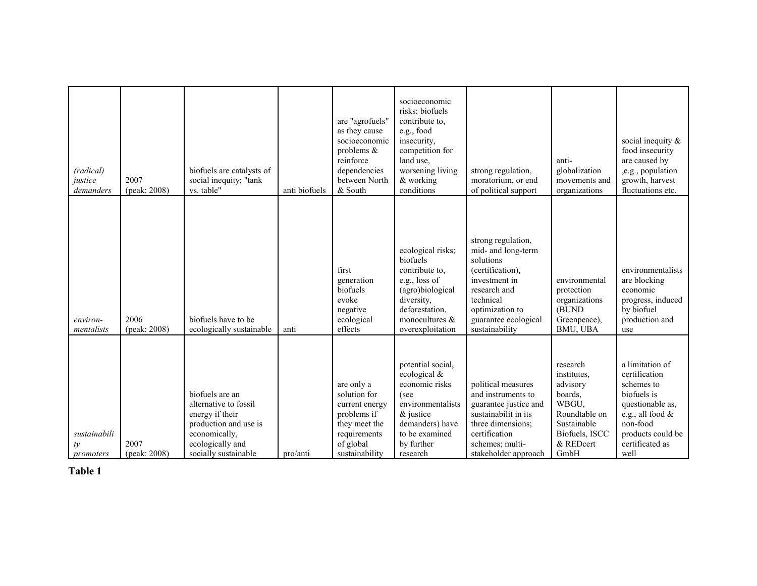| | | | | | | | | |
|---|---|---|---|---|---|---|---|---|
| *(radical) justice demanders* | 2007 (peak: 2008) | biofuels are catalysts of social inequity; "tank vs. table" | anti biofuels | are "agrofuels" as they cause socioeconomic problems & reinforce dependencies between North & South | socioeconomic risks; biofuels contribute to, e.g., food insecurity, competition for land use, worsening living & working conditions | strong regulation, moratorium, or end of political support | anti-globalization movements and organizations | social inequity & food insecurity are caused by ,e.g., population growth, harvest fluctuations etc. |
| *environ-mentalists* | 2006 (peak: 2008) | biofuels have to be ecologically sustainable | anti | first generation biofuels evoke negative ecological effects | ecological risks; biofuels contribute to, e.g., loss of (agro)biological diversity, deforestation, monocultures & overexploitation | strong regulation, mid- and long-term solutions (certification), investment in research and technical optimization to guarantee ecological sustainability | environmental protection organizations (BUND Greenpeace), BMU, UBA | environmentalists are blocking economic progress, induced by biofuel production and use |
| *sustainability promoters* | 2007 (peak: 2008) | biofuels are an alternative to fossil energy if their production and use is economically, ecologically and socially sustainable | pro/anti | are only a solution for current energy problems if they meet the requirements of global sustainability | potential social, ecological & economic risks (see environmentalists & justice demanders) have to be examined by further research | political measures and instruments to guarantee justice and sustainabilit in its three dimensions; certification schemes; multi-stakeholder approach | research institutes, advisory boards, WBGU, Roundtable on Sustainable Biofuels, ISCC & REDcert GmbH | a limitation of certification schemes to biofuels is questionable as, e.g., all food & non-food products could be certificated as well |

**Table 1**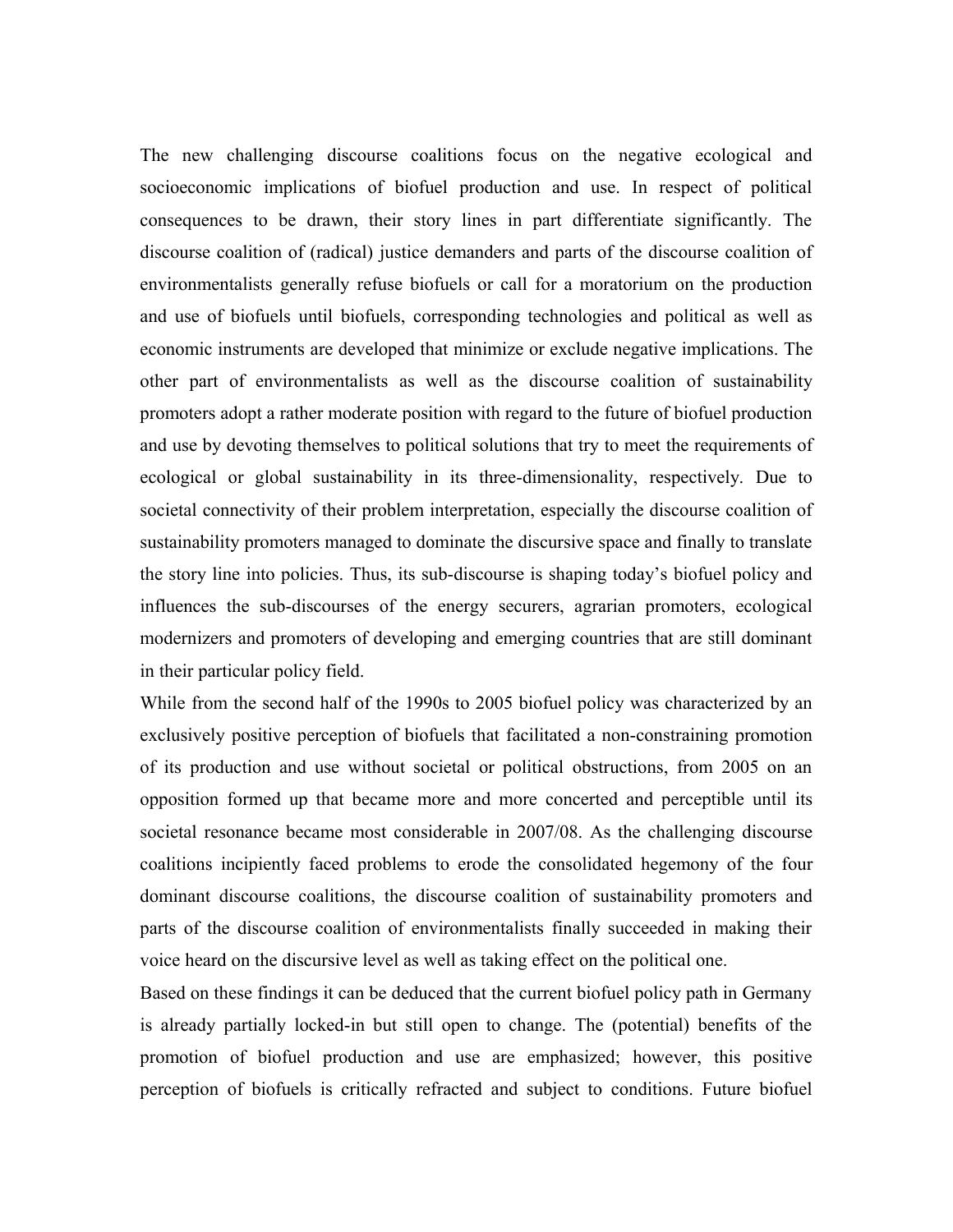The new challenging discourse coalitions focus on the negative ecological and socioeconomic implications of biofuel production and use. In respect of political consequences to be drawn, their story lines in part differentiate significantly. The discourse coalition of (radical) justice demanders and parts of the discourse coalition of environmentalists generally refuse biofuels or call for a moratorium on the production and use of biofuels until biofuels, corresponding technologies and political as well as economic instruments are developed that minimize or exclude negative implications. The other part of environmentalists as well as the discourse coalition of sustainability promoters adopt a rather moderate position with regard to the future of biofuel production and use by devoting themselves to political solutions that try to meet the requirements of ecological or global sustainability in its three-dimensionality, respectively. Due to societal connectivity of their problem interpretation, especially the discourse coalition of sustainability promoters managed to dominate the discursive space and finally to translate the story line into policies. Thus, its sub-discourse is shaping today's biofuel policy and influences the sub-discourses of the energy securers, agrarian promoters, ecological modernizers and promoters of developing and emerging countries that are still dominant in their particular policy field.

While from the second half of the 1990s to 2005 biofuel policy was characterized by an exclusively positive perception of biofuels that facilitated a non-constraining promotion of its production and use without societal or political obstructions, from 2005 on an opposition formed up that became more and more concerted and perceptible until its societal resonance became most considerable in 2007/08. As the challenging discourse coalitions incipiently faced problems to erode the consolidated hegemony of the four dominant discourse coalitions, the discourse coalition of sustainability promoters and parts of the discourse coalition of environmentalists finally succeeded in making their voice heard on the discursive level as well as taking effect on the political one.

Based on these findings it can be deduced that the current biofuel policy path in Germany is already partially locked-in but still open to change. The (potential) benefits of the promotion of biofuel production and use are emphasized; however, this positive perception of biofuels is critically refracted and subject to conditions. Future biofuel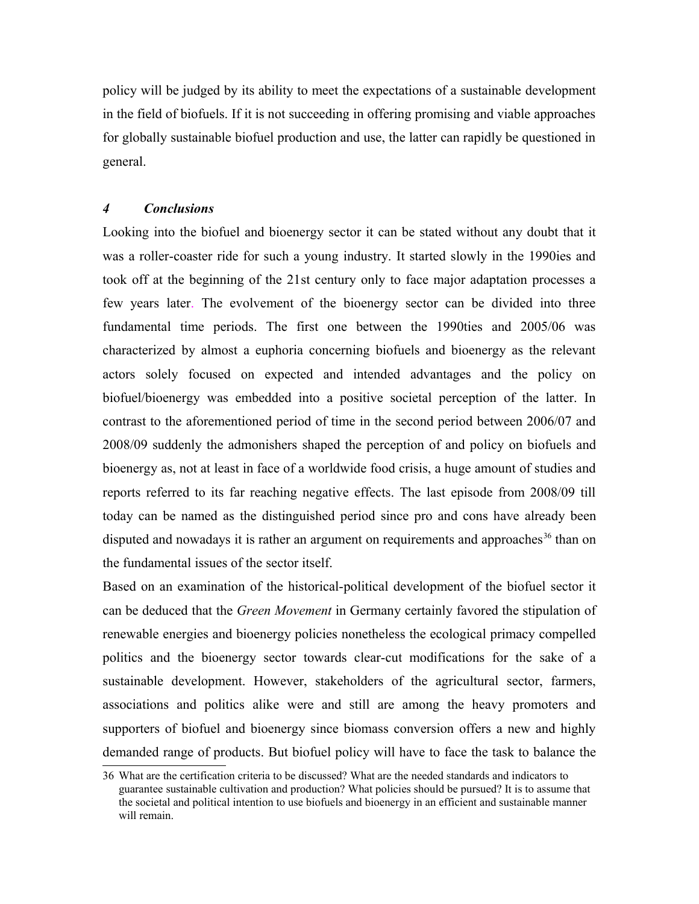policy will be judged by its ability to meet the expectations of a sustainable development in the field of biofuels. If it is not succeeding in offering promising and viable approaches for globally sustainable biofuel production and use, the latter can rapidly be questioned in general.

## *4 Conclusions*

Looking into the biofuel and bioenergy sector it can be stated without any doubt that it was a roller-coaster ride for such a young industry. It started slowly in the 1990ies and took off at the beginning of the 21st century only to face major adaptation processes a few years later. The evolvement of the bioenergy sector can be divided into three fundamental time periods. The first one between the 1990ties and 2005/06 was characterized by almost a euphoria concerning biofuels and bioenergy as the relevant actors solely focused on expected and intended advantages and the policy on biofuel/bioenergy was embedded into a positive societal perception of the latter. In contrast to the aforementioned period of time in the second period between 2006/07 and 2008/09 suddenly the admonishers shaped the perception of and policy on biofuels and bioenergy as, not at least in face of a worldwide food crisis, a huge amount of studies and reports referred to its far reaching negative effects. The last episode from 2008/09 till today can be named as the distinguished period since pro and cons have already been disputed and nowadays it is rather an argument on requirements and approaches[36] than on the fundamental issues of the sector itself.

Based on an examination of the historical-political development of the biofuel sector it can be deduced that the *Green Movement* in Germany certainly favored the stipulation of renewable energies and bioenergy policies nonetheless the ecological primacy compelled politics and the bioenergy sector towards clear-cut modifications for the sake of a sustainable development. However, stakeholders of the agricultural sector, farmers, associations and politics alike were and still are among the heavy promoters and supporters of biofuel and bioenergy since biomass conversion offers a new and highly demanded range of products. But biofuel policy will have to face the task to balance the

36 What are the certification criteria to be discussed? What are the needed standards and indicators to guarantee sustainable cultivation and production? What policies should be pursued? It is to assume that the societal and political intention to use biofuels and bioenergy in an efficient and sustainable manner will remain.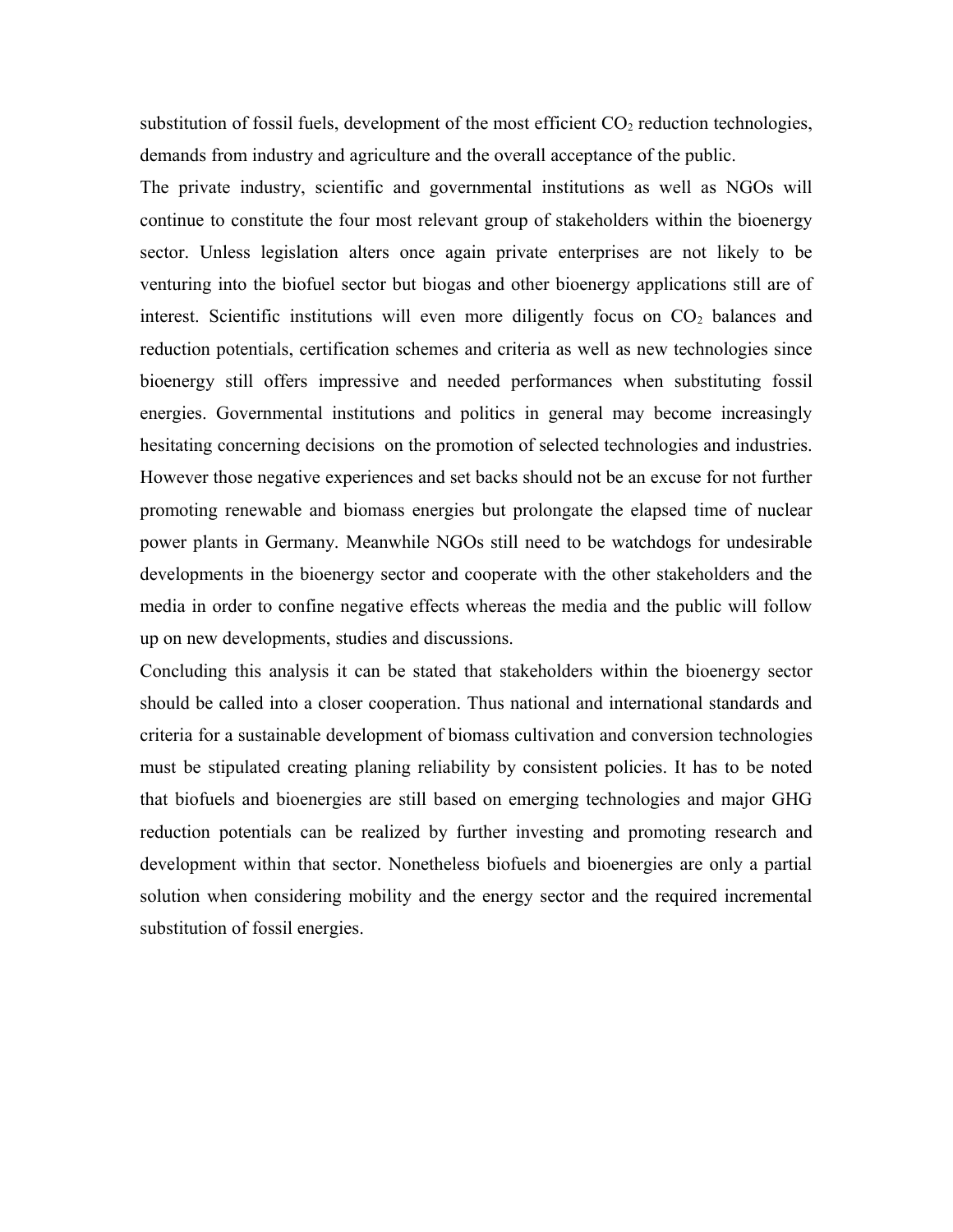substitution of fossil fuels, development of the most efficient $CO_2$ reduction technologies, demands from industry and agriculture and the overall acceptance of the public.

The private industry, scientific and governmental institutions as well as NGOs will continue to constitute the four most relevant group of stakeholders within the bioenergy sector. Unless legislation alters once again private enterprises are not likely to be venturing into the biofuel sector but biogas and other bioenergy applications still are of interest. Scientific institutions will even more diligently focus on $CO_2$ balances and reduction potentials, certification schemes and criteria as well as new technologies since bioenergy still offers impressive and needed performances when substituting fossil energies. Governmental institutions and politics in general may become increasingly hesitating concerning decisions on the promotion of selected technologies and industries. However those negative experiences and set backs should not be an excuse for not further promoting renewable and biomass energies but prolongate the elapsed time of nuclear power plants in Germany. Meanwhile NGOs still need to be watchdogs for undesirable developments in the bioenergy sector and cooperate with the other stakeholders and the media in order to confine negative effects whereas the media and the public will follow up on new developments, studies and discussions.

Concluding this analysis it can be stated that stakeholders within the bioenergy sector should be called into a closer cooperation. Thus national and international standards and criteria for a sustainable development of biomass cultivation and conversion technologies must be stipulated creating planing reliability by consistent policies. It has to be noted that biofuels and bioenergies are still based on emerging technologies and major GHG reduction potentials can be realized by further investing and promoting research and development within that sector. Nonetheless biofuels and bioenergies are only a partial solution when considering mobility and the energy sector and the required incremental substitution of fossil energies.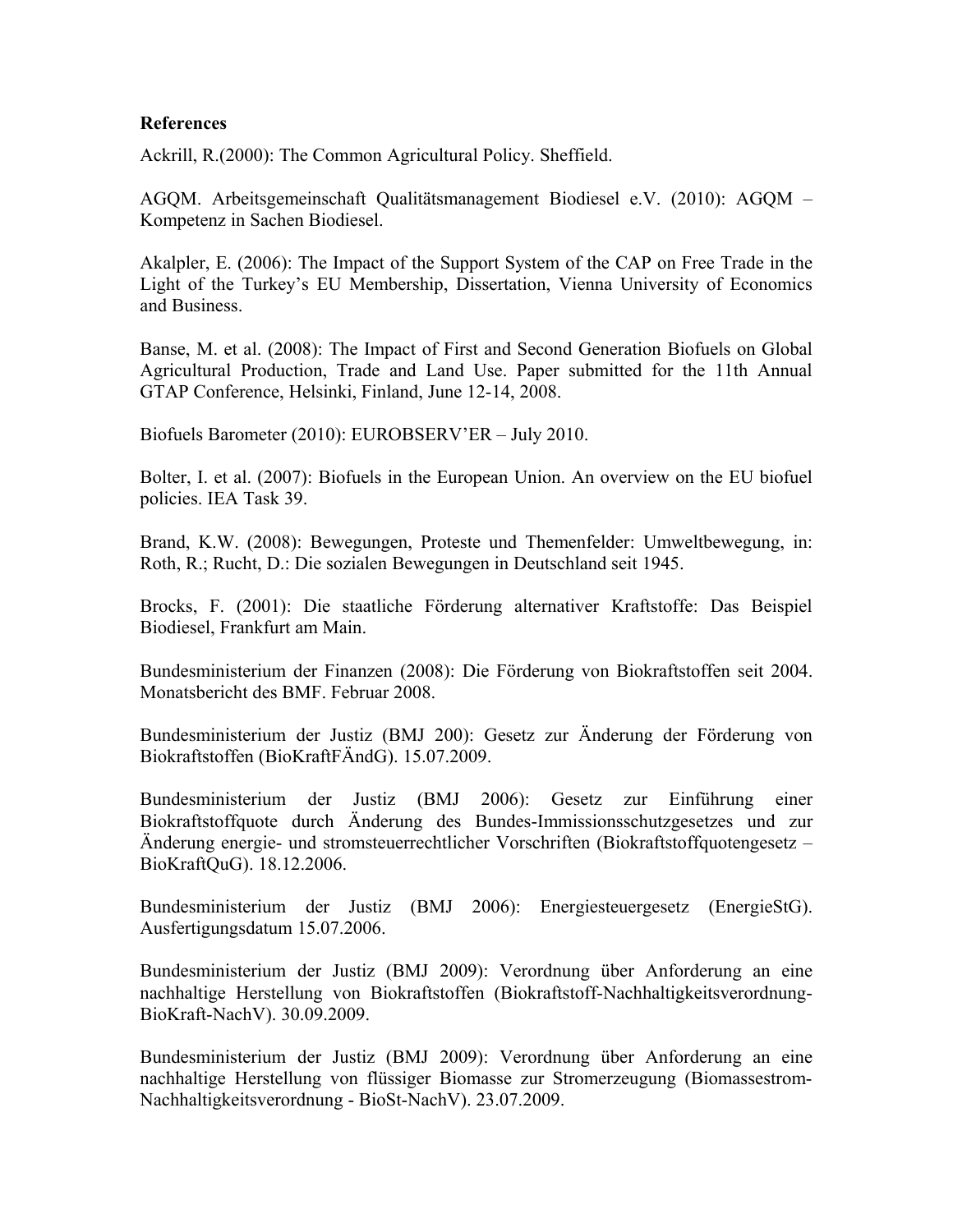**References**

Ackrill, R.(2000): The Common Agricultural Policy. Sheffield.

AGQM. Arbeitsgemeinschaft Qualitätsmanagement Biodiesel e.V. (2010): AGQM – Kompetenz in Sachen Biodiesel.

Akalpler, E. (2006): The Impact of the Support System of the CAP on Free Trade in the Light of the Turkey's EU Membership, Dissertation, Vienna University of Economics and Business.

Banse, M. et al. (2008): The Impact of First and Second Generation Biofuels on Global Agricultural Production, Trade and Land Use. Paper submitted for the 11th Annual GTAP Conference, Helsinki, Finland, June 12-14, 2008.

Biofuels Barometer (2010): EUROBSERV'ER – July 2010.

Bolter, I. et al. (2007): Biofuels in the European Union. An overview on the EU biofuel policies. IEA Task 39.

Brand, K.W. (2008): Bewegungen, Proteste und Themenfelder: Umweltbewegung, in: Roth, R.; Rucht, D.: Die sozialen Bewegungen in Deutschland seit 1945.

Brocks, F. (2001): Die staatliche Förderung alternativer Kraftstoffe: Das Beispiel Biodiesel, Frankfurt am Main.

Bundesministerium der Finanzen (2008): Die Förderung von Biokraftstoffen seit 2004. Monatsbericht des BMF. Februar 2008.

Bundesministerium der Justiz (BMJ 200): Gesetz zur Änderung der Förderung von Biokraftstoffen (BioKraftFÄndG). 15.07.2009.

Bundesministerium der Justiz (BMJ 2006): Gesetz zur Einführung einer Biokraftstoffquote durch Änderung des Bundes-Immissionsschutzgesetzes und zur Änderung energie- und stromsteuerrechtlicher Vorschriften (Biokraftstoffquotengesetz – BioKraftQuG). 18.12.2006.

Bundesministerium der Justiz (BMJ 2006): Energiesteuergesetz (EnergieStG). Ausfertigungsdatum 15.07.2006.

Bundesministerium der Justiz (BMJ 2009): Verordnung über Anforderung an eine nachhaltige Herstellung von Biokraftstoffen (Biokraftstoff-Nachhaltigkeitsverordnung-BioKraft-NachV). 30.09.2009.

Bundesministerium der Justiz (BMJ 2009): Verordnung über Anforderung an eine nachhaltige Herstellung von flüssiger Biomasse zur Stromerzeugung (Biomassestrom-Nachhaltigkeitsverordnung - BioSt-NachV). 23.07.2009.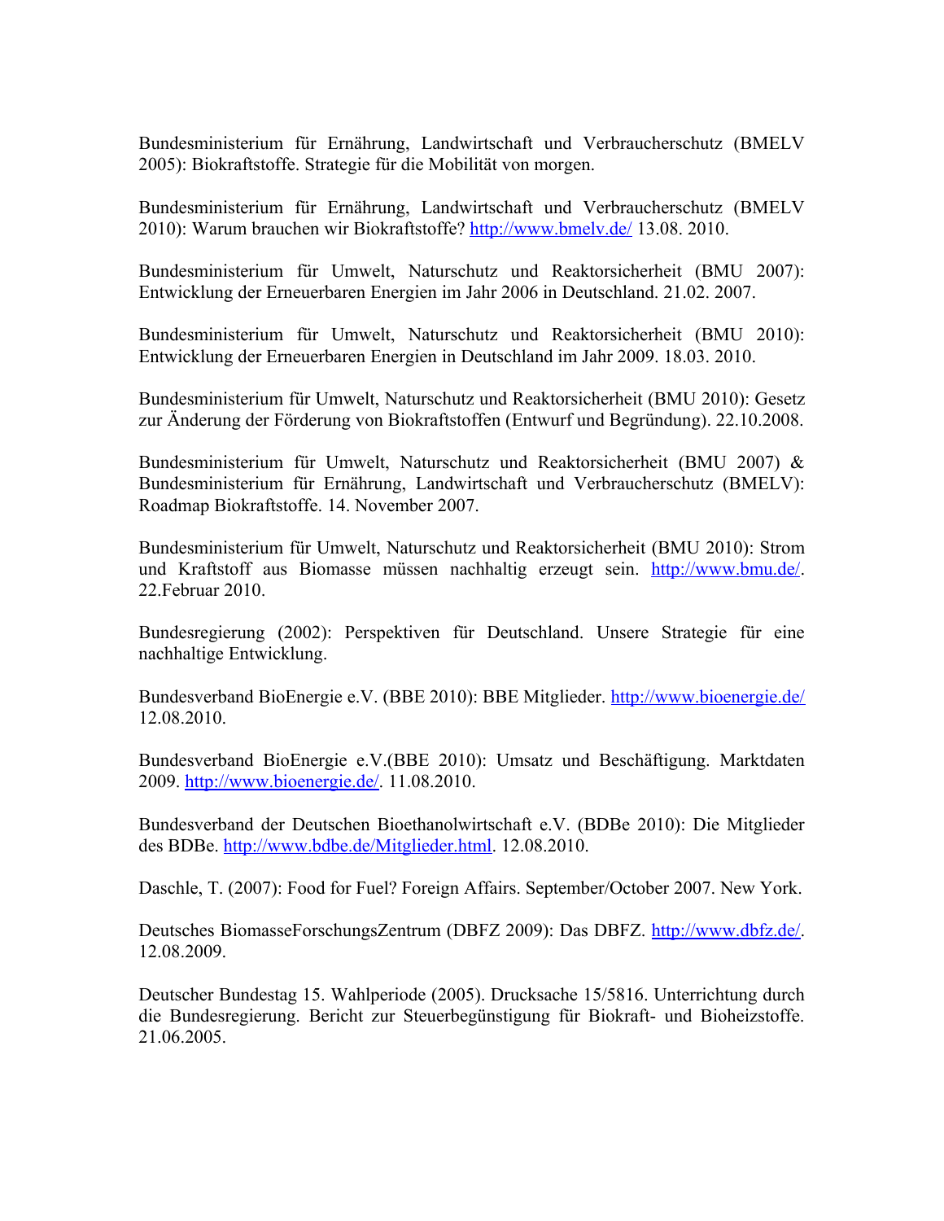Bundesministerium für Ernährung, Landwirtschaft und Verbraucherschutz (BMELV 2005): Biokraftstoffe. Strategie für die Mobilität von morgen.

Bundesministerium für Ernährung, Landwirtschaft und Verbraucherschutz (BMELV 2010): Warum brauchen wir Biokraftstoffe? http://www.bmelv.de/ 13.08. 2010.

Bundesministerium für Umwelt, Naturschutz und Reaktorsicherheit (BMU 2007): Entwicklung der Erneuerbaren Energien im Jahr 2006 in Deutschland. 21.02. 2007.

Bundesministerium für Umwelt, Naturschutz und Reaktorsicherheit (BMU 2010): Entwicklung der Erneuerbaren Energien in Deutschland im Jahr 2009. 18.03. 2010.

Bundesministerium für Umwelt, Naturschutz und Reaktorsicherheit (BMU 2010): Gesetz zur Änderung der Förderung von Biokraftstoffen (Entwurf und Begründung). 22.10.2008.

Bundesministerium für Umwelt, Naturschutz und Reaktorsicherheit (BMU 2007) & Bundesministerium für Ernährung, Landwirtschaft und Verbraucherschutz (BMELV): Roadmap Biokraftstoffe. 14. November 2007.

Bundesministerium für Umwelt, Naturschutz und Reaktorsicherheit (BMU 2010): Strom und Kraftstoff aus Biomasse müssen nachhaltig erzeugt sein. http://www.bmu.de/. 22.Februar 2010.

Bundesregierung (2002): Perspektiven für Deutschland. Unsere Strategie für eine nachhaltige Entwicklung.

Bundesverband BioEnergie e.V. (BBE 2010): BBE Mitglieder. http://www.bioenergie.de/ 12.08.2010.

Bundesverband BioEnergie e.V.(BBE 2010): Umsatz und Beschäftigung. Marktdaten 2009. http://www.bioenergie.de/. 11.08.2010.

Bundesverband der Deutschen Bioethanolwirtschaft e.V. (BDBe 2010): Die Mitglieder des BDBe. http://www.bdbe.de/Mitglieder.html. 12.08.2010.

Daschle, T. (2007): Food for Fuel? Foreign Affairs. September/October 2007. New York.

Deutsches BiomasseForschungsZentrum (DBFZ 2009): Das DBFZ. http://www.dbfz.de/. 12.08.2009.

Deutscher Bundestag 15. Wahlperiode (2005). Drucksache 15/5816. Unterrichtung durch die Bundesregierung. Bericht zur Steuerbegünstigung für Biokraft- und Bioheizstoffe. 21.06.2005.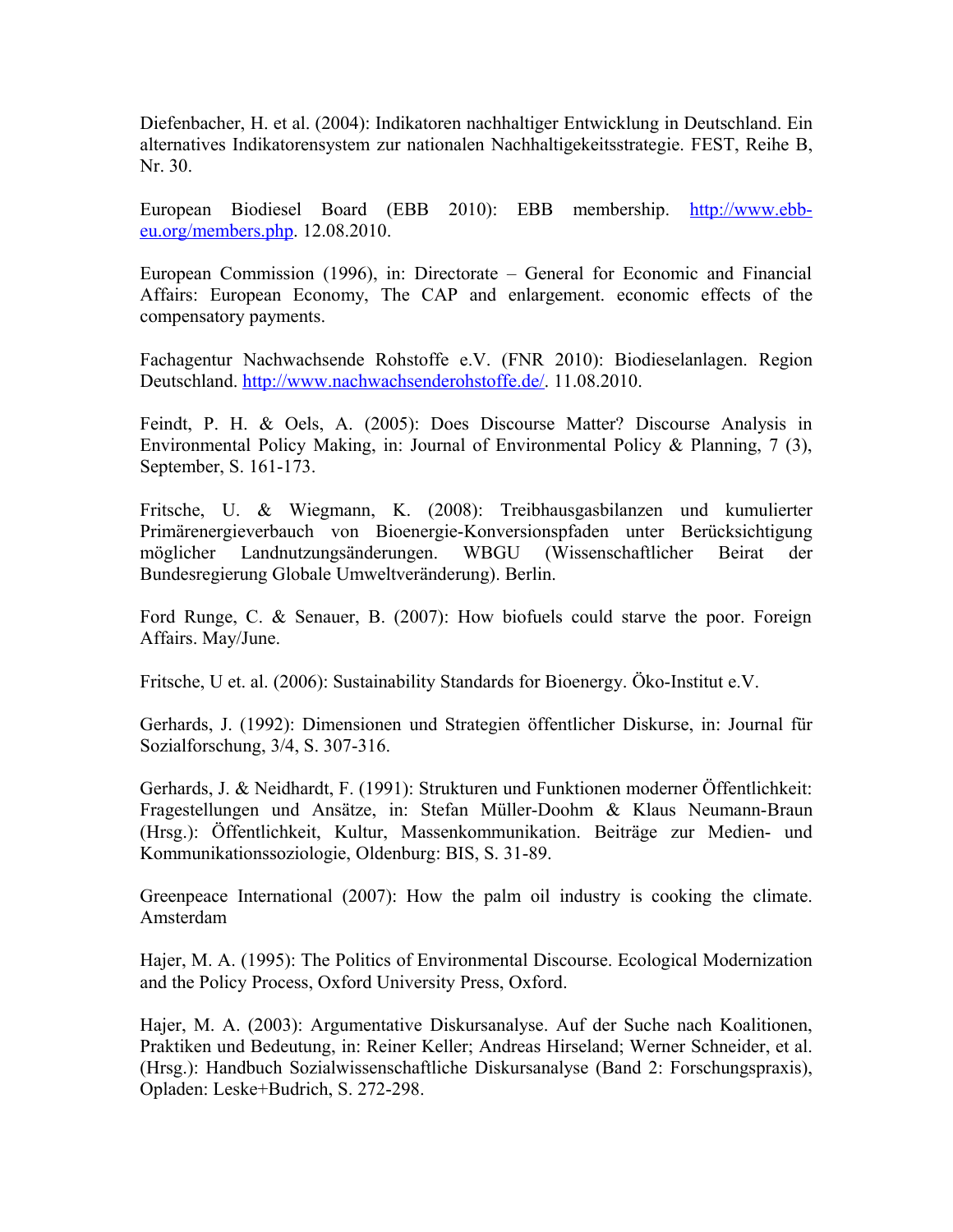Diefenbacher, H. et al. (2004): Indikatoren nachhaltiger Entwicklung in Deutschland. Ein alternatives Indikatorensystem zur nationalen Nachhaltigekeitsstrategie. FEST, Reihe B, Nr. 30.

European Biodiesel Board (EBB 2010): EBB membership. http://www.ebb-eu.org/members.php. 12.08.2010.

European Commission (1996), in: Directorate – General for Economic and Financial Affairs: European Economy, The CAP and enlargement. economic effects of the compensatory payments.

Fachagentur Nachwachsende Rohstoffe e.V. (FNR 2010): Biodieselanlagen. Region Deutschland. http://www.nachwachsenderohstoffe.de/. 11.08.2010.

Feindt, P. H. & Oels, A. (2005): Does Discourse Matter? Discourse Analysis in Environmental Policy Making, in: Journal of Environmental Policy & Planning, 7 (3), September, S. 161-173.

Fritsche, U. & Wiegmann, K. (2008): Treibhausgasbilanzen und kumulierter Primärenergieverbauch von Bioenergie-Konversionspfaden unter Berücksichtigung möglicher Landnutzungsänderungen. WBGU (Wissenschaftlicher Beirat der Bundesregierung Globale Umweltveränderung). Berlin.

Ford Runge, C. & Senauer, B. (2007): How biofuels could starve the poor. Foreign Affairs. May/June.

Fritsche, U et. al. (2006): Sustainability Standards for Bioenergy. Öko-Institut e.V.

Gerhards, J. (1992): Dimensionen und Strategien öffentlicher Diskurse, in: Journal für Sozialforschung, 3/4, S. 307-316.

Gerhards, J. & Neidhardt, F. (1991): Strukturen und Funktionen moderner Öffentlichkeit: Fragestellungen und Ansätze, in: Stefan Müller-Doohm & Klaus Neumann-Braun (Hrsg.): Öffentlichkeit, Kultur, Massenkommunikation. Beiträge zur Medien- und Kommunikationssoziologie, Oldenburg: BIS, S. 31-89.

Greenpeace International (2007): How the palm oil industry is cooking the climate. Amsterdam

Hajer, M. A. (1995): The Politics of Environmental Discourse. Ecological Modernization and the Policy Process, Oxford University Press, Oxford.

Hajer, M. A. (2003): Argumentative Diskursanalyse. Auf der Suche nach Koalitionen, Praktiken und Bedeutung, in: Reiner Keller; Andreas Hirseland; Werner Schneider, et al. (Hrsg.): Handbuch Sozialwissenschaftliche Diskursanalyse (Band 2: Forschungspraxis), Opladen: Leske+Budrich, S. 272-298.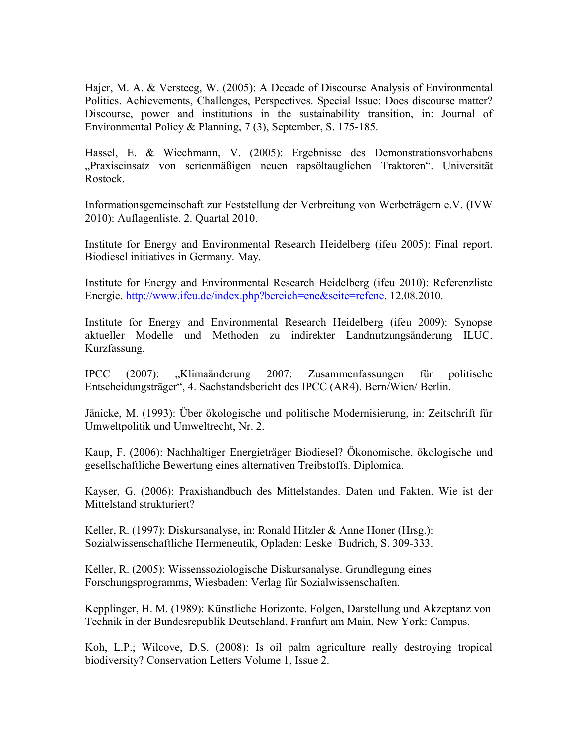Hajer, M. A. & Versteeg, W. (2005): A Decade of Discourse Analysis of Environmental Politics. Achievements, Challenges, Perspectives. Special Issue: Does discourse matter? Discourse, power and institutions in the sustainability transition, in: Journal of Environmental Policy & Planning, 7 (3), September, S. 175-185.

Hassel, E. & Wiechmann, V. (2005): Ergebnisse des Demonstrationsvorhabens „Praxiseinsatz von serienmäßigen neuen rapsöltauglichen Traktoren". Universität Rostock.

Informationsgemeinschaft zur Feststellung der Verbreitung von Werbeträgern e.V. (IVW 2010): Auflagenliste. 2. Quartal 2010.

Institute for Energy and Environmental Research Heidelberg (ifeu 2005): Final report. Biodiesel initiatives in Germany. May.

Institute for Energy and Environmental Research Heidelberg (ifeu 2010): Referenzliste Energie. http://www.ifeu.de/index.php?bereich=ene&seite=refene. 12.08.2010.

Institute for Energy and Environmental Research Heidelberg (ifeu 2009): Synopse aktueller Modelle und Methoden zu indirekter Landnutzungsänderung ILUC. Kurzfassung.

IPCC (2007): „Klimaänderung 2007: Zusammenfassungen für politische Entscheidungsträger", 4. Sachstandsbericht des IPCC (AR4). Bern/Wien/ Berlin.

Jänicke, M. (1993): Über ökologische und politische Modernisierung, in: Zeitschrift für Umweltpolitik und Umweltrecht, Nr. 2.

Kaup, F. (2006): Nachhaltiger Energieträger Biodiesel? Ökonomische, ökologische und gesellschaftliche Bewertung eines alternativen Treibstoffs. Diplomica.

Kayser, G. (2006): Praxishandbuch des Mittelstandes. Daten und Fakten. Wie ist der Mittelstand strukturiert?

Keller, R. (1997): Diskursanalyse, in: Ronald Hitzler & Anne Honer (Hrsg.): Sozialwissenschaftliche Hermeneutik, Opladen: Leske+Budrich, S. 309-333.

Keller, R. (2005): Wissenssoziologische Diskursanalyse. Grundlegung eines Forschungsprogramms, Wiesbaden: Verlag für Sozialwissenschaften.

Kepplinger, H. M. (1989): Künstliche Horizonte. Folgen, Darstellung und Akzeptanz von Technik in der Bundesrepublik Deutschland, Franfurt am Main, New York: Campus.

Koh, L.P.; Wilcove, D.S. (2008): Is oil palm agriculture really destroying tropical biodiversity? Conservation Letters Volume 1, Issue 2.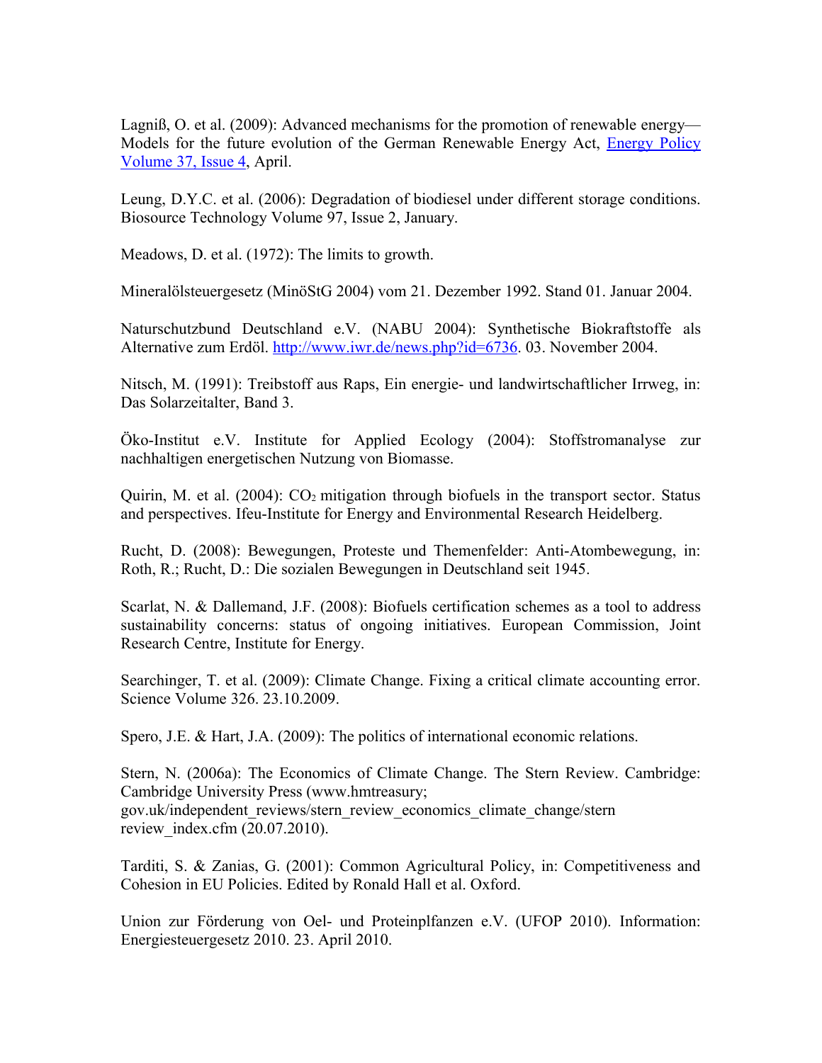Lagniß, O. et al. (2009): Advanced mechanisms for the promotion of renewable energy—Models for the future evolution of the German Renewable Energy Act, Energy Policy Volume 37, Issue 4, April.

Leung, D.Y.C. et al. (2006): Degradation of biodiesel under different storage conditions. Biosource Technology Volume 97, Issue 2, January.

Meadows, D. et al. (1972): The limits to growth.

Mineralölsteuergesetz (MinöStG 2004) vom 21. Dezember 1992. Stand 01. Januar 2004.

Naturschutzbund Deutschland e.V. (NABU 2004): Synthetische Biokraftstoffe als Alternative zum Erdöl. http://www.iwr.de/news.php?id=6736. 03. November 2004.

Nitsch, M. (1991): Treibstoff aus Raps, Ein energie- und landwirtschaftlicher Irrweg, in: Das Solarzeitalter, Band 3.

Öko-Institut e.V. Institute for Applied Ecology (2004): Stoffstromanalyse zur nachhaltigen energetischen Nutzung von Biomasse.

Quirin, M. et al. (2004): $CO_2$ mitigation through biofuels in the transport sector. Status and perspectives. Ifeu-Institute for Energy and Environmental Research Heidelberg.

Rucht, D. (2008): Bewegungen, Proteste und Themenfelder: Anti-Atombewegung, in: Roth, R.; Rucht, D.: Die sozialen Bewegungen in Deutschland seit 1945.

Scarlat, N. & Dallemand, J.F. (2008): Biofuels certification schemes as a tool to address sustainability concerns: status of ongoing initiatives. European Commission, Joint Research Centre, Institute for Energy.

Searchinger, T. et al. (2009): Climate Change. Fixing a critical climate accounting error. Science Volume 326. 23.10.2009.

Spero, J.E. & Hart, J.A. (2009): The politics of international economic relations.

Stern, N. (2006a): The Economics of Climate Change. The Stern Review. Cambridge: Cambridge University Press (www.hmtreasury; gov.uk/independent_reviews/stern_review_economics_climate_change/stern review_index.cfm (20.07.2010).

Tarditi, S. & Zanias, G. (2001): Common Agricultural Policy, in: Competitiveness and Cohesion in EU Policies. Edited by Ronald Hall et al. Oxford.

Union zur Förderung von Oel- und Proteinplfanzen e.V. (UFOP 2010). Information: Energiesteuergesetz 2010. 23. April 2010.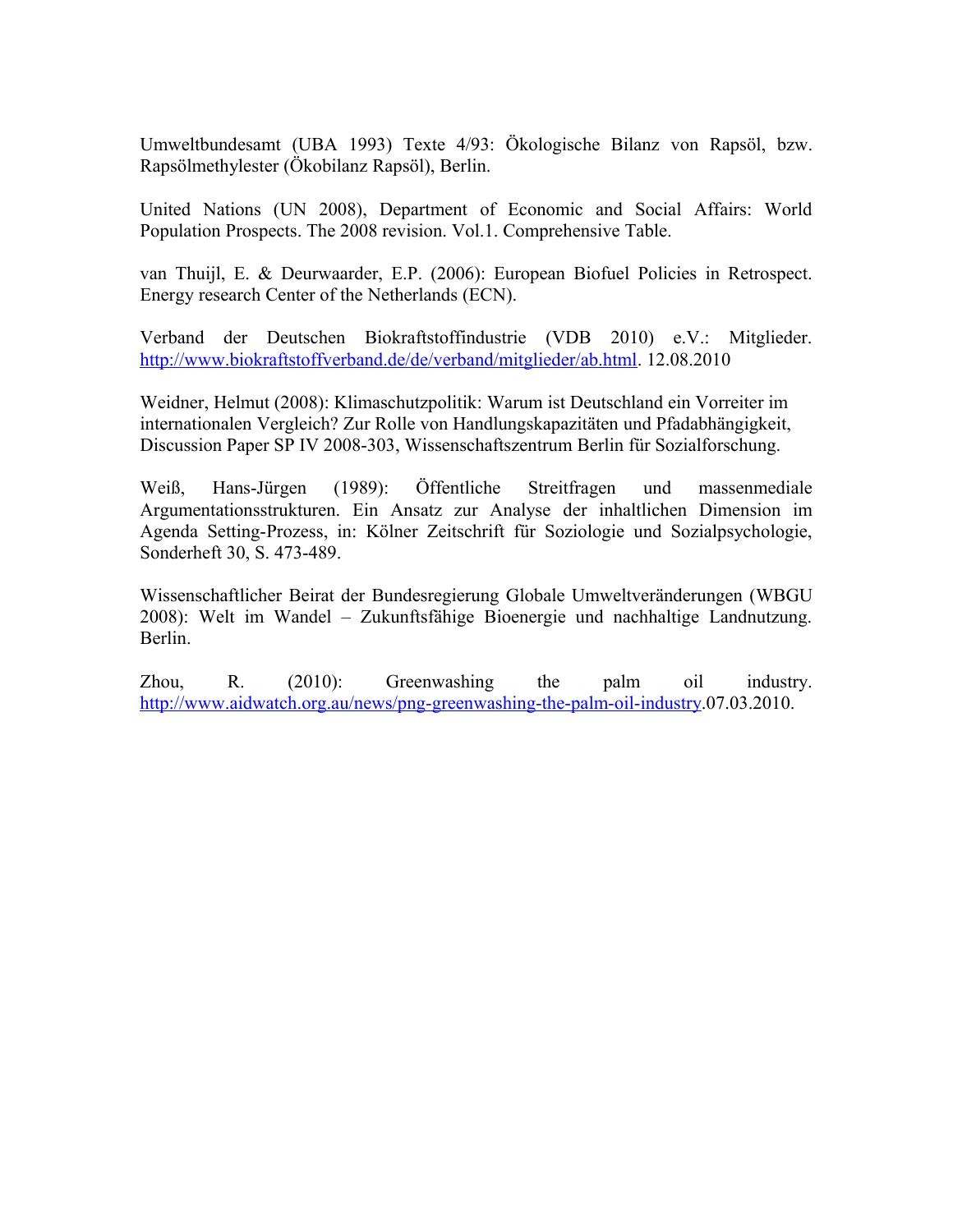Umweltbundesamt (UBA 1993) Texte 4/93: Ökologische Bilanz von Rapsöl, bzw. Rapsölmethylester (Ökobilanz Rapsöl), Berlin.

United Nations (UN 2008), Department of Economic and Social Affairs: World Population Prospects. The 2008 revision. Vol.1. Comprehensive Table.

van Thuijl, E. & Deurwaarder, E.P. (2006): European Biofuel Policies in Retrospect. Energy research Center of the Netherlands (ECN).

Verband der Deutschen Biokraftstoffindustrie (VDB 2010) e.V.: Mitglieder. http://www.biokraftstoffverband.de/de/verband/mitglieder/ab.html. 12.08.2010

Weidner, Helmut (2008): Klimaschutzpolitik: Warum ist Deutschland ein Vorreiter im internationalen Vergleich? Zur Rolle von Handlungskapazitäten und Pfadabhängigkeit, Discussion Paper SP IV 2008-303, Wissenschaftszentrum Berlin für Sozialforschung.

Weiß, Hans-Jürgen (1989): Öffentliche Streitfragen und massenmediale Argumentationsstrukturen. Ein Ansatz zur Analyse der inhaltlichen Dimension im Agenda Setting-Prozess, in: Kölner Zeitschrift für Soziologie und Sozialpsychologie, Sonderheft 30, S. 473-489.

Wissenschaftlicher Beirat der Bundesregierung Globale Umweltveränderungen (WBGU 2008): Welt im Wandel – Zukunftsfähige Bioenergie und nachhaltige Landnutzung. Berlin.

Zhou, R. (2010): Greenwashing the palm oil industry. http://www.aidwatch.org.au/news/png-greenwashing-the-palm-oil-industry.07.03.2010.